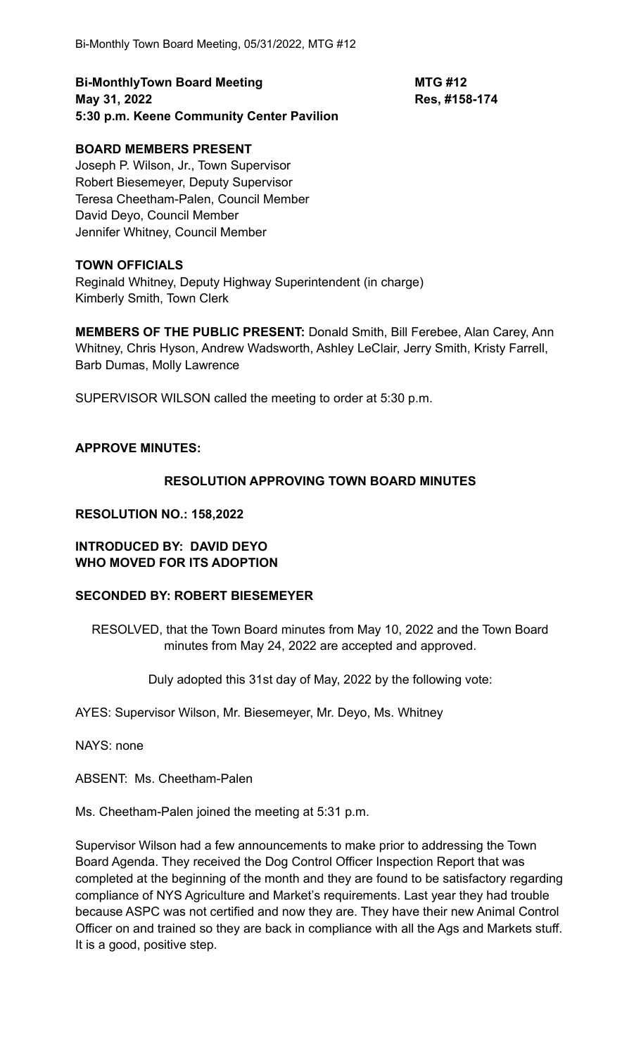**Bi-MonthlyTown Board Meeting** **MTG #12**
**May 31, 2022** **Res, #158-174**
**5:30 p.m. Keene Community Center Pavilion**

**BOARD MEMBERS PRESENT**
Joseph P. Wilson, Jr., Town Supervisor
Robert Biesemeyer, Deputy Supervisor
Teresa Cheetham-Palen, Council Member
David Deyo, Council Member
Jennifer Whitney, Council Member

**TOWN OFFICIALS**
Reginald Whitney, Deputy Highway Superintendent (in charge)
Kimberly Smith, Town Clerk

**MEMBERS OF THE PUBLIC PRESENT:** Donald Smith, Bill Ferebee, Alan Carey, Ann Whitney, Chris Hyson, Andrew Wadsworth, Ashley LeClair, Jerry Smith, Kristy Farrell, Barb Dumas, Molly Lawrence

SUPERVISOR WILSON called the meeting to order at 5:30 p.m.

**APPROVE MINUTES:**

**RESOLUTION APPROVING TOWN BOARD MINUTES**

**RESOLUTION NO.: 158,2022**

**INTRODUCED BY: DAVID DEYO**
**WHO MOVED FOR ITS ADOPTION**

**SECONDED BY: ROBERT BIESEMEYER**

RESOLVED, that the Town Board minutes from May 10, 2022 and the Town Board minutes from May 24, 2022 are accepted and approved.

Duly adopted this 31st day of May, 2022 by the following vote:

AYES: Supervisor Wilson, Mr. Biesemeyer, Mr. Deyo, Ms. Whitney

NAYS: none

ABSENT: Ms. Cheetham-Palen

Ms. Cheetham-Palen joined the meeting at 5:31 p.m.

Supervisor Wilson had a few announcements to make prior to addressing the Town Board Agenda. They received the Dog Control Officer Inspection Report that was completed at the beginning of the month and they are found to be satisfactory regarding compliance of NYS Agriculture and Market's requirements. Last year they had trouble because ASPC was not certified and now they are. They have their new Animal Control Officer on and trained so they are back in compliance with all the Ags and Markets stuff. It is a good, positive step.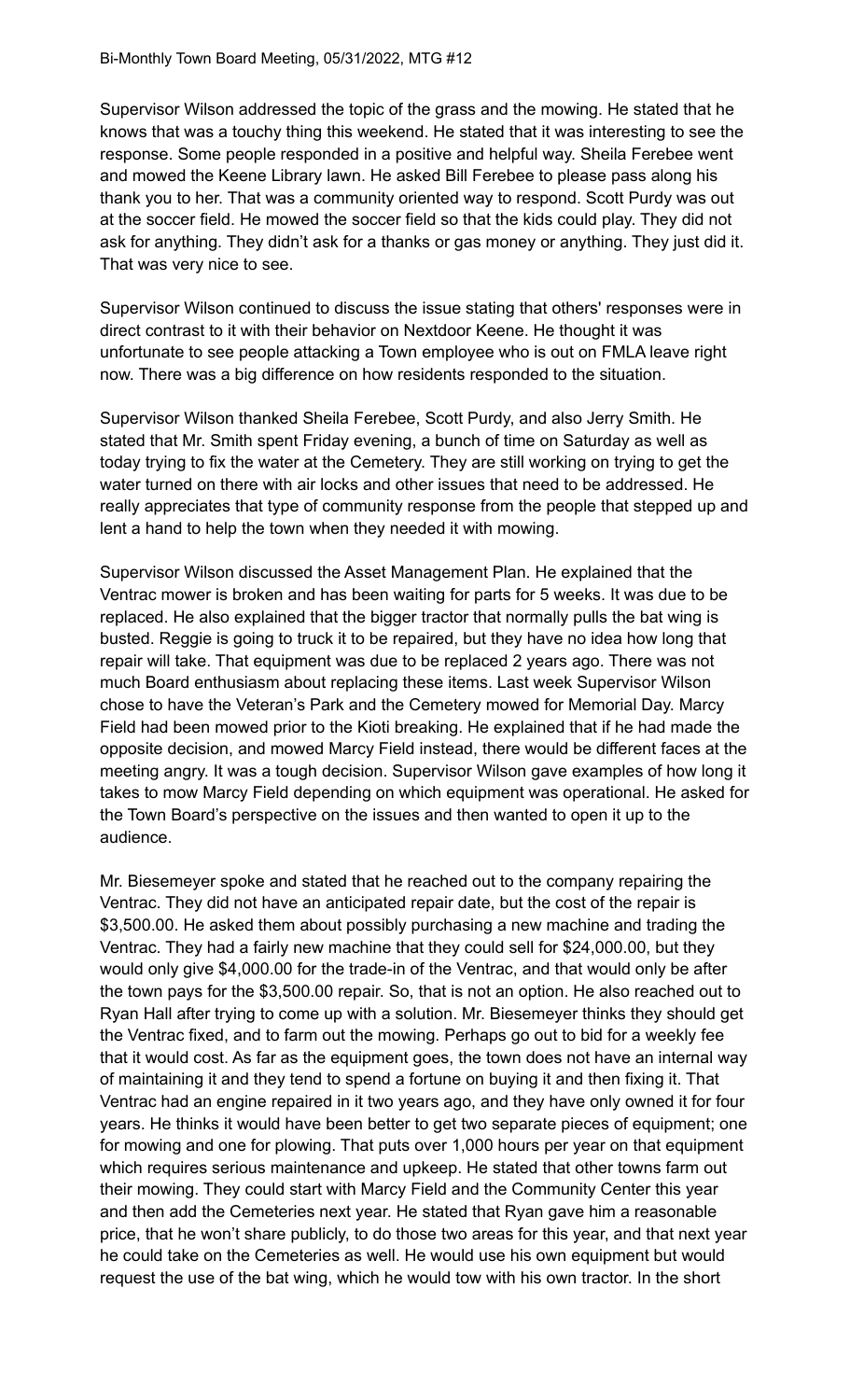Supervisor Wilson addressed the topic of the grass and the mowing. He stated that he knows that was a touchy thing this weekend. He stated that it was interesting to see the response. Some people responded in a positive and helpful way. Sheila Ferebee went and mowed the Keene Library lawn. He asked Bill Ferebee to please pass along his thank you to her. That was a community oriented way to respond. Scott Purdy was out at the soccer field. He mowed the soccer field so that the kids could play. They did not ask for anything. They didn't ask for a thanks or gas money or anything. They just did it. That was very nice to see.

Supervisor Wilson continued to discuss the issue stating that others' responses were in direct contrast to it with their behavior on Nextdoor Keene. He thought it was unfortunate to see people attacking a Town employee who is out on FMLA leave right now. There was a big difference on how residents responded to the situation.

Supervisor Wilson thanked Sheila Ferebee, Scott Purdy, and also Jerry Smith. He stated that Mr. Smith spent Friday evening, a bunch of time on Saturday as well as today trying to fix the water at the Cemetery. They are still working on trying to get the water turned on there with air locks and other issues that need to be addressed. He really appreciates that type of community response from the people that stepped up and lent a hand to help the town when they needed it with mowing.

Supervisor Wilson discussed the Asset Management Plan. He explained that the Ventrac mower is broken and has been waiting for parts for 5 weeks. It was due to be replaced. He also explained that the bigger tractor that normally pulls the bat wing is busted. Reggie is going to truck it to be repaired, but they have no idea how long that repair will take. That equipment was due to be replaced 2 years ago. There was not much Board enthusiasm about replacing these items. Last week Supervisor Wilson chose to have the Veteran's Park and the Cemetery mowed for Memorial Day. Marcy Field had been mowed prior to the Kioti breaking. He explained that if he had made the opposite decision, and mowed Marcy Field instead, there would be different faces at the meeting angry. It was a tough decision. Supervisor Wilson gave examples of how long it takes to mow Marcy Field depending on which equipment was operational. He asked for the Town Board's perspective on the issues and then wanted to open it up to the audience.

Mr. Biesemeyer spoke and stated that he reached out to the company repairing the Ventrac. They did not have an anticipated repair date, but the cost of the repair is $3,500.00. He asked them about possibly purchasing a new machine and trading the Ventrac. They had a fairly new machine that they could sell for $24,000.00, but they would only give $4,000.00 for the trade-in of the Ventrac, and that would only be after the town pays for the $3,500.00 repair. So, that is not an option. He also reached out to Ryan Hall after trying to come up with a solution. Mr. Biesemeyer thinks they should get the Ventrac fixed, and to farm out the mowing. Perhaps go out to bid for a weekly fee that it would cost. As far as the equipment goes, the town does not have an internal way of maintaining it and they tend to spend a fortune on buying it and then fixing it. That Ventrac had an engine repaired in it two years ago, and they have only owned it for four years. He thinks it would have been better to get two separate pieces of equipment; one for mowing and one for plowing. That puts over 1,000 hours per year on that equipment which requires serious maintenance and upkeep. He stated that other towns farm out their mowing. They could start with Marcy Field and the Community Center this year and then add the Cemeteries next year. He stated that Ryan gave him a reasonable price, that he won't share publicly, to do those two areas for this year, and that next year he could take on the Cemeteries as well. He would use his own equipment but would request the use of the bat wing, which he would tow with his own tractor. In the short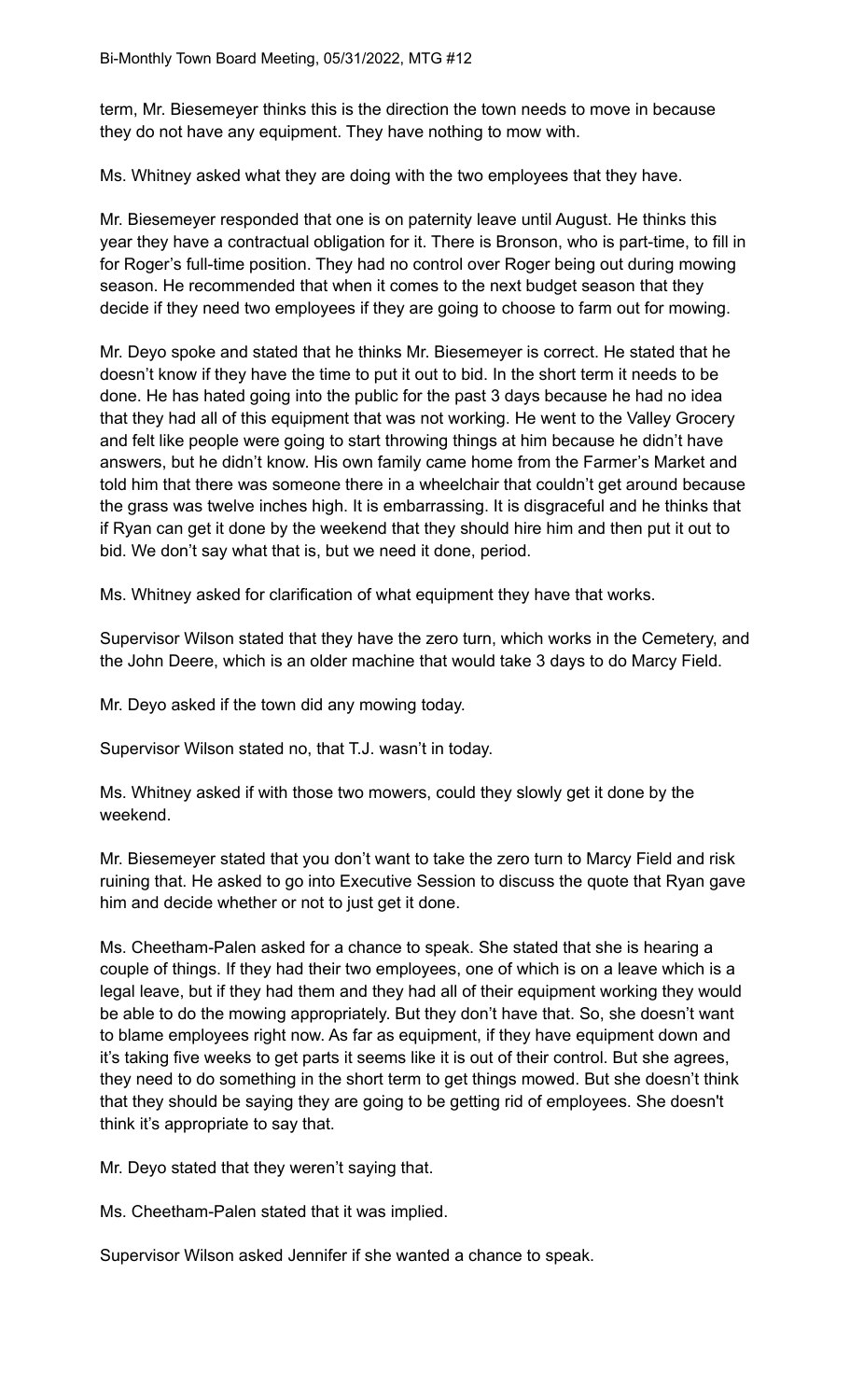term, Mr. Biesemeyer thinks this is the direction the town needs to move in because they do not have any equipment. They have nothing to mow with.

Ms. Whitney asked what they are doing with the two employees that they have.

Mr. Biesemeyer responded that one is on paternity leave until August. He thinks this year they have a contractual obligation for it. There is Bronson, who is part-time, to fill in for Roger's full-time position. They had no control over Roger being out during mowing season. He recommended that when it comes to the next budget season that they decide if they need two employees if they are going to choose to farm out for mowing.

Mr. Deyo spoke and stated that he thinks Mr. Biesemeyer is correct. He stated that he doesn't know if they have the time to put it out to bid. In the short term it needs to be done. He has hated going into the public for the past 3 days because he had no idea that they had all of this equipment that was not working. He went to the Valley Grocery and felt like people were going to start throwing things at him because he didn't have answers, but he didn't know. His own family came home from the Farmer's Market and told him that there was someone there in a wheelchair that couldn't get around because the grass was twelve inches high. It is embarrassing. It is disgraceful and he thinks that if Ryan can get it done by the weekend that they should hire him and then put it out to bid. We don't say what that is, but we need it done, period.

Ms. Whitney asked for clarification of what equipment they have that works.

Supervisor Wilson stated that they have the zero turn, which works in the Cemetery, and the John Deere, which is an older machine that would take 3 days to do Marcy Field.

Mr. Deyo asked if the town did any mowing today.

Supervisor Wilson stated no, that T.J. wasn't in today.

Ms. Whitney asked if with those two mowers, could they slowly get it done by the weekend.

Mr. Biesemeyer stated that you don't want to take the zero turn to Marcy Field and risk ruining that. He asked to go into Executive Session to discuss the quote that Ryan gave him and decide whether or not to just get it done.

Ms. Cheetham-Palen asked for a chance to speak. She stated that she is hearing a couple of things. If they had their two employees, one of which is on a leave which is a legal leave, but if they had them and they had all of their equipment working they would be able to do the mowing appropriately. But they don't have that. So, she doesn't want to blame employees right now. As far as equipment, if they have equipment down and it's taking five weeks to get parts it seems like it is out of their control. But she agrees, they need to do something in the short term to get things mowed. But she doesn't think that they should be saying they are going to be getting rid of employees. She doesn't think it's appropriate to say that.

Mr. Deyo stated that they weren't saying that.

Ms. Cheetham-Palen stated that it was implied.

Supervisor Wilson asked Jennifer if she wanted a chance to speak.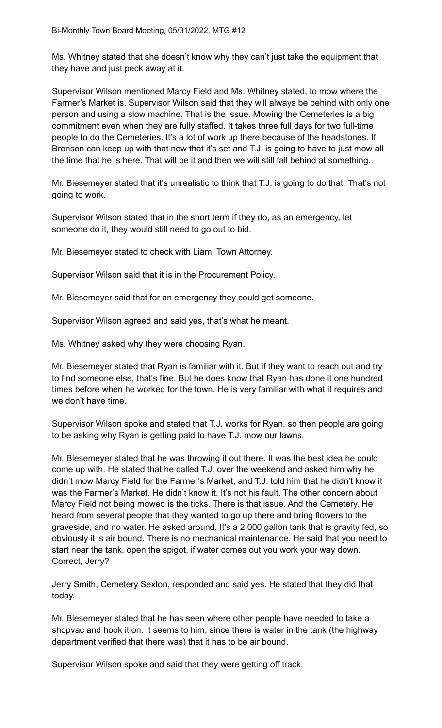Ms. Whitney stated that she doesn't know why they can't just take the equipment that they have and just peck away at it.

Supervisor Wilson mentioned Marcy Field and Ms. Whitney stated, to mow where the Farmer's Market is. Supervisor Wilson said that they will always be behind with only one person and using a slow machine. That is the issue. Mowing the Cemeteries is a big commitment even when they are fully staffed. It takes three full days for two full-time people to do the Cemeteries. It's a lot of work up there because of the headstones. If Bronson can keep up with that now that it's set and T.J. is going to have to just mow all the time that he is here. That will be it and then we will still fall behind at something.

Mr. Biesemeyer stated that it's unrealistic to think that T.J. is going to do that. That's not going to work.

Supervisor Wilson stated that in the short term if they do, as an emergency, let someone do it, they would still need to go out to bid.

Mr. Biesemeyer stated to check with Liam, Town Attorney.

Supervisor Wilson said that it is in the Procurement Policy.

Mr. Biesemeyer said that for an emergency they could get someone.

Supervisor Wilson agreed and said yes, that's what he meant.

Ms. Whitney asked why they were choosing Ryan.

Mr. Biesemeyer stated that Ryan is familiar with it. But if they want to reach out and try to find someone else, that's fine. But he does know that Ryan has done it one hundred times before when he worked for the town. He is very familiar with what it requires and we don't have time.

Supervisor Wilson spoke and stated that T.J. works for Ryan, so then people are going to be asking why Ryan is getting paid to have T.J. mow our lawns.

Mr. Biesemeyer stated that he was throwing it out there. It was the best idea he could come up with. He stated that he called T.J. over the weekend and asked him why he didn't mow Marcy Field for the Farmer's Market, and T.J. told him that he didn't know it was the Farmer's Market. He didn't know it. It's not his fault. The other concern about Marcy Field not being mowed is the ticks. There is that issue. And the Cemetery. He heard from several people that they wanted to go up there and bring flowers to the graveside, and no water. He asked around. It's a 2,000 gallon tank that is gravity fed, so obviously it is air bound. There is no mechanical maintenance. He said that you need to start near the tank, open the spigot, if water comes out you work your way down. Correct, Jerry?

Jerry Smith, Cemetery Sexton, responded and said yes. He stated that they did that today.

Mr. Biesemeyer stated that he has seen where other people have needed to take a shopvac and hook it on. It seems to him, since there is water in the tank (the highway department verified that there was) that it has to be air bound.

Supervisor Wilson spoke and said that they were getting off track.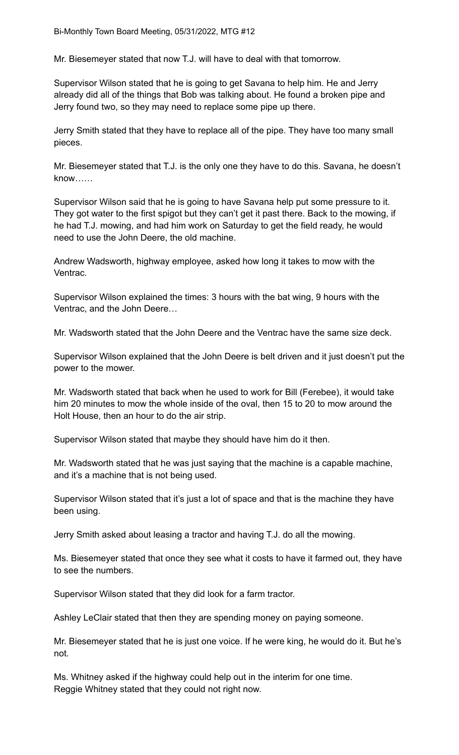Mr. Biesemeyer stated that now T.J. will have to deal with that tomorrow.

Supervisor Wilson stated that he is going to get Savana to help him. He and Jerry already did all of the things that Bob was talking about. He found a broken pipe and Jerry found two, so they may need to replace some pipe up there.

Jerry Smith stated that they have to replace all of the pipe. They have too many small pieces.

Mr. Biesemeyer stated that T.J. is the only one they have to do this. Savana, he doesn't know……

Supervisor Wilson said that he is going to have Savana help put some pressure to it. They got water to the first spigot but they can't get it past there. Back to the mowing, if he had T.J. mowing, and had him work on Saturday to get the field ready, he would need to use the John Deere, the old machine.

Andrew Wadsworth, highway employee, asked how long it takes to mow with the Ventrac.

Supervisor Wilson explained the times: 3 hours with the bat wing, 9 hours with the Ventrac, and the John Deere…

Mr. Wadsworth stated that the John Deere and the Ventrac have the same size deck.

Supervisor Wilson explained that the John Deere is belt driven and it just doesn't put the power to the mower.

Mr. Wadsworth stated that back when he used to work for Bill (Ferebee), it would take him 20 minutes to mow the whole inside of the oval, then 15 to 20 to mow around the Holt House, then an hour to do the air strip.

Supervisor Wilson stated that maybe they should have him do it then.

Mr. Wadsworth stated that he was just saying that the machine is a capable machine, and it's a machine that is not being used.

Supervisor Wilson stated that it's just a lot of space and that is the machine they have been using.

Jerry Smith asked about leasing a tractor and having T.J. do all the mowing.

Ms. Biesemeyer stated that once they see what it costs to have it farmed out, they have to see the numbers.

Supervisor Wilson stated that they did look for a farm tractor.

Ashley LeClair stated that then they are spending money on paying someone.

Mr. Biesemeyer stated that he is just one voice. If he were king, he would do it. But he's not.

Ms. Whitney asked if the highway could help out in the interim for one time.
Reggie Whitney stated that they could not right now.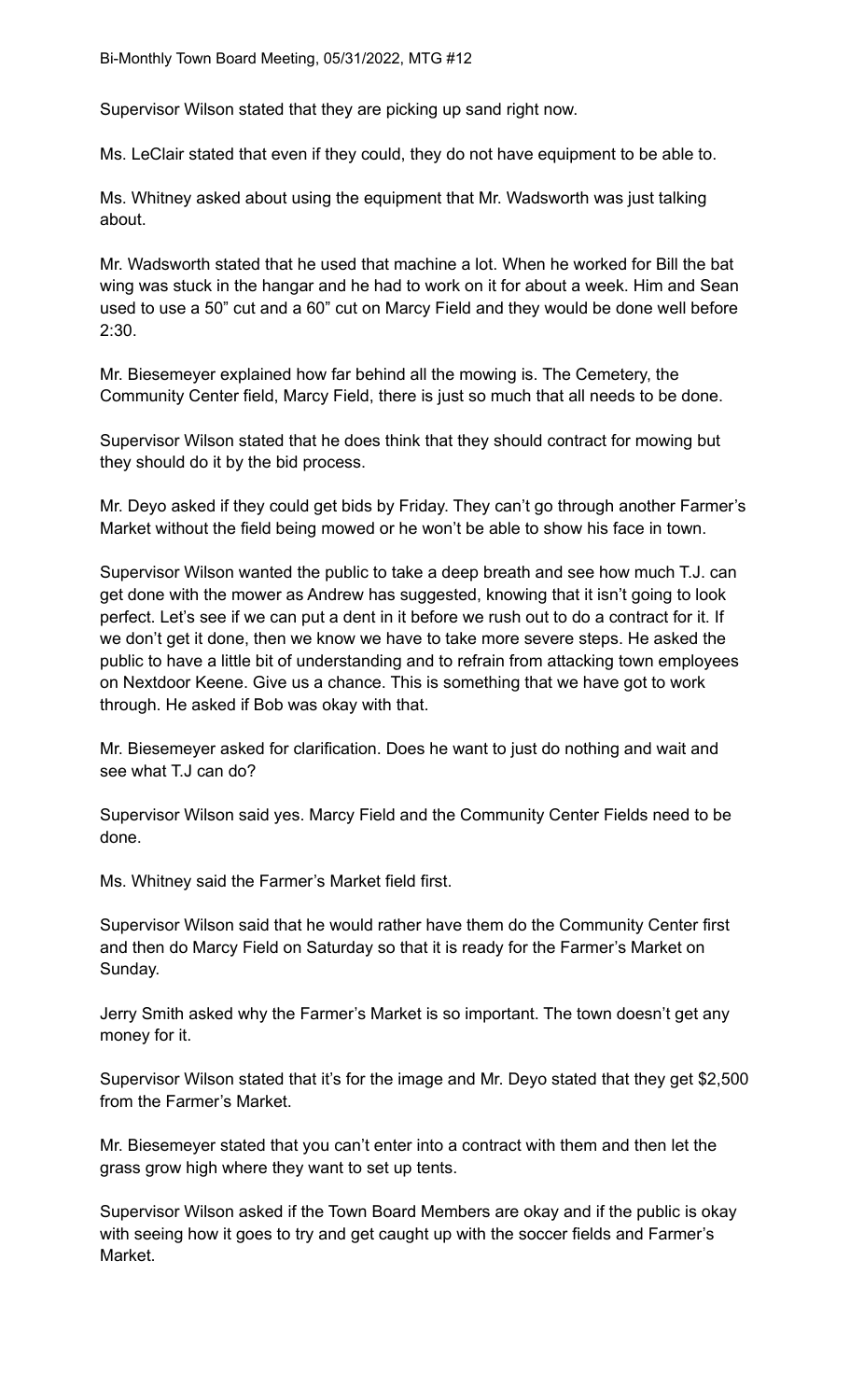Supervisor Wilson stated that they are picking up sand right now.

Ms. LeClair stated that even if they could, they do not have equipment to be able to.

Ms. Whitney asked about using the equipment that Mr. Wadsworth was just talking about.

Mr. Wadsworth stated that he used that machine a lot. When he worked for Bill the bat wing was stuck in the hangar and he had to work on it for about a week. Him and Sean used to use a 50" cut and a 60" cut on Marcy Field and they would be done well before 2:30.

Mr. Biesemeyer explained how far behind all the mowing is. The Cemetery, the Community Center field, Marcy Field, there is just so much that all needs to be done.

Supervisor Wilson stated that he does think that they should contract for mowing but they should do it by the bid process.

Mr. Deyo asked if they could get bids by Friday. They can't go through another Farmer's Market without the field being mowed or he won't be able to show his face in town.

Supervisor Wilson wanted the public to take a deep breath and see how much T.J. can get done with the mower as Andrew has suggested, knowing that it isn't going to look perfect. Let's see if we can put a dent in it before we rush out to do a contract for it. If we don't get it done, then we know we have to take more severe steps. He asked the public to have a little bit of understanding and to refrain from attacking town employees on Nextdoor Keene. Give us a chance. This is something that we have got to work through. He asked if Bob was okay with that.

Mr. Biesemeyer asked for clarification. Does he want to just do nothing and wait and see what T.J can do?

Supervisor Wilson said yes. Marcy Field and the Community Center Fields need to be done.

Ms. Whitney said the Farmer's Market field first.

Supervisor Wilson said that he would rather have them do the Community Center first and then do Marcy Field on Saturday so that it is ready for the Farmer's Market on Sunday.

Jerry Smith asked why the Farmer's Market is so important. The town doesn't get any money for it.

Supervisor Wilson stated that it's for the image and Mr. Deyo stated that they get $2,500 from the Farmer's Market.

Mr. Biesemeyer stated that you can't enter into a contract with them and then let the grass grow high where they want to set up tents.

Supervisor Wilson asked if the Town Board Members are okay and if the public is okay with seeing how it goes to try and get caught up with the soccer fields and Farmer's Market.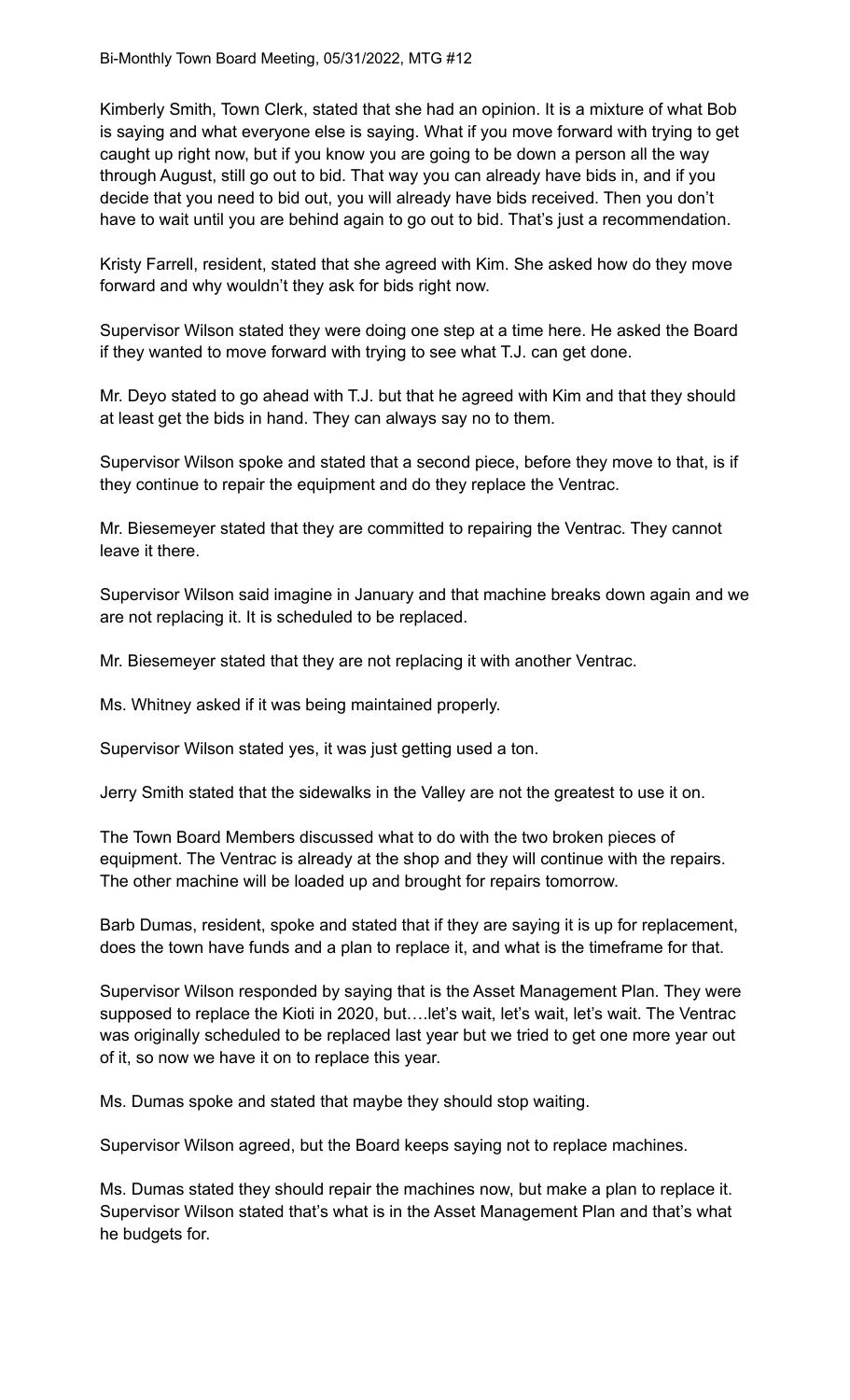Kimberly Smith, Town Clerk, stated that she had an opinion. It is a mixture of what Bob is saying and what everyone else is saying. What if you move forward with trying to get caught up right now, but if you know you are going to be down a person all the way through August, still go out to bid. That way you can already have bids in, and if you decide that you need to bid out, you will already have bids received. Then you don't have to wait until you are behind again to go out to bid. That's just a recommendation.

Kristy Farrell, resident, stated that she agreed with Kim. She asked how do they move forward and why wouldn't they ask for bids right now.

Supervisor Wilson stated they were doing one step at a time here. He asked the Board if they wanted to move forward with trying to see what T.J. can get done.

Mr. Deyo stated to go ahead with T.J. but that he agreed with Kim and that they should at least get the bids in hand. They can always say no to them.

Supervisor Wilson spoke and stated that a second piece, before they move to that, is if they continue to repair the equipment and do they replace the Ventrac.

Mr. Biesemeyer stated that they are committed to repairing the Ventrac. They cannot leave it there.

Supervisor Wilson said imagine in January and that machine breaks down again and we are not replacing it. It is scheduled to be replaced.

Mr. Biesemeyer stated that they are not replacing it with another Ventrac.

Ms. Whitney asked if it was being maintained properly.

Supervisor Wilson stated yes, it was just getting used a ton.

Jerry Smith stated that the sidewalks in the Valley are not the greatest to use it on.

The Town Board Members discussed what to do with the two broken pieces of equipment. The Ventrac is already at the shop and they will continue with the repairs. The other machine will be loaded up and brought for repairs tomorrow.

Barb Dumas, resident, spoke and stated that if they are saying it is up for replacement, does the town have funds and a plan to replace it, and what is the timeframe for that.

Supervisor Wilson responded by saying that is the Asset Management Plan. They were supposed to replace the Kioti in 2020, but….let's wait, let's wait, let's wait. The Ventrac was originally scheduled to be replaced last year but we tried to get one more year out of it, so now we have it on to replace this year.

Ms. Dumas spoke and stated that maybe they should stop waiting.

Supervisor Wilson agreed, but the Board keeps saying not to replace machines.

Ms. Dumas stated they should repair the machines now, but make a plan to replace it. Supervisor Wilson stated that's what is in the Asset Management Plan and that's what he budgets for.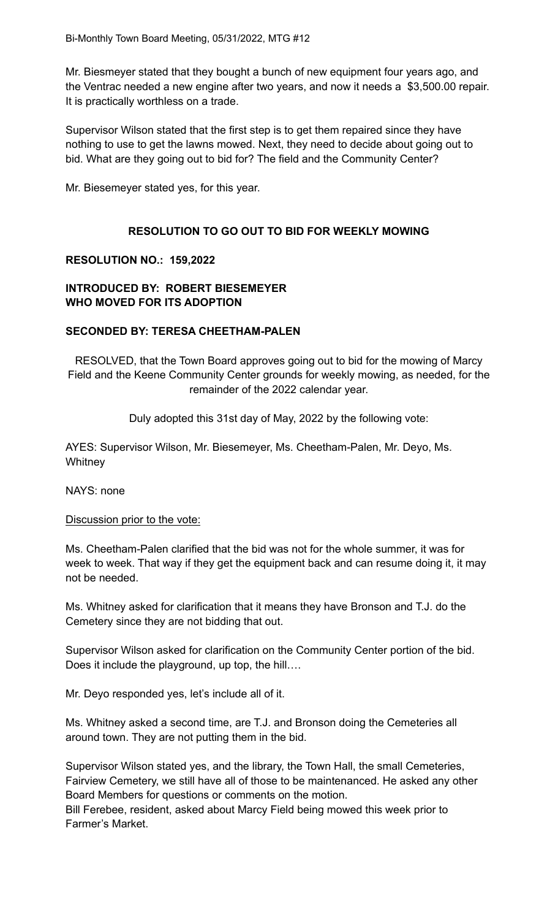Mr. Biesmeyer stated that they bought a bunch of new equipment four years ago, and the Ventrac needed a new engine after two years, and now it needs a $3,500.00 repair. It is practically worthless on a trade.

Supervisor Wilson stated that the first step is to get them repaired since they have nothing to use to get the lawns mowed. Next, they need to decide about going out to bid. What are they going out to bid for? The field and the Community Center?

Mr. Biesemeyer stated yes, for this year.

**RESOLUTION TO GO OUT TO BID FOR WEEKLY MOWING**

**RESOLUTION NO.: 159,2022**

**INTRODUCED BY: ROBERT BIESEMEYER**
**WHO MOVED FOR ITS ADOPTION**

**SECONDED BY: TERESA CHEETHAM-PALEN**

RESOLVED, that the Town Board approves going out to bid for the mowing of Marcy Field and the Keene Community Center grounds for weekly mowing, as needed, for the remainder of the 2022 calendar year.

Duly adopted this 31st day of May, 2022 by the following vote:

AYES: Supervisor Wilson, Mr. Biesemeyer, Ms. Cheetham-Palen, Mr. Deyo, Ms. Whitney

NAYS: none

Discussion prior to the vote:

Ms. Cheetham-Palen clarified that the bid was not for the whole summer, it was for week to week. That way if they get the equipment back and can resume doing it, it may not be needed.

Ms. Whitney asked for clarification that it means they have Bronson and T.J. do the Cemetery since they are not bidding that out.

Supervisor Wilson asked for clarification on the Community Center portion of the bid. Does it include the playground, up top, the hill….

Mr. Deyo responded yes, let's include all of it.

Ms. Whitney asked a second time, are T.J. and Bronson doing the Cemeteries all around town. They are not putting them in the bid.

Supervisor Wilson stated yes, and the library, the Town Hall, the small Cemeteries, Fairview Cemetery, we still have all of those to be maintenanced. He asked any other Board Members for questions or comments on the motion.
Bill Ferebee, resident, asked about Marcy Field being mowed this week prior to Farmer's Market.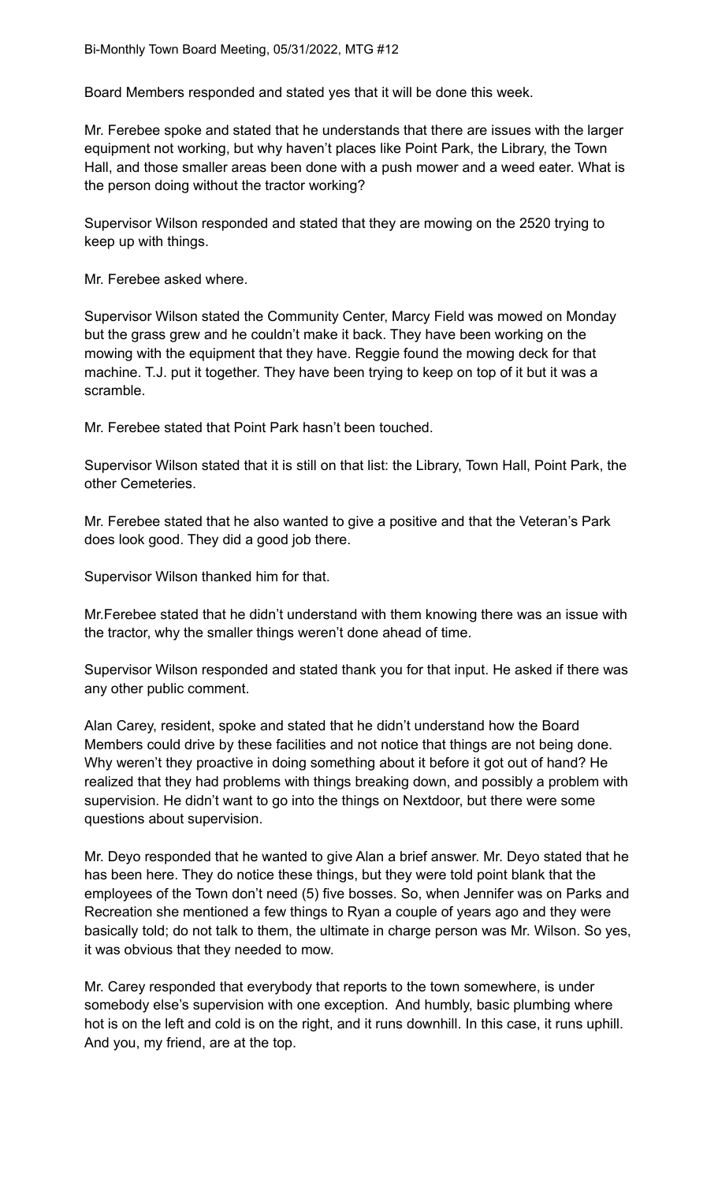Board Members responded and stated yes that it will be done this week.

Mr. Ferebee spoke and stated that he understands that there are issues with the larger equipment not working, but why haven't places like Point Park, the Library, the Town Hall, and those smaller areas been done with a push mower and a weed eater. What is the person doing without the tractor working?

Supervisor Wilson responded and stated that they are mowing on the 2520 trying to keep up with things.

Mr. Ferebee asked where.

Supervisor Wilson stated the Community Center, Marcy Field was mowed on Monday but the grass grew and he couldn't make it back. They have been working on the mowing with the equipment that they have. Reggie found the mowing deck for that machine. T.J. put it together. They have been trying to keep on top of it but it was a scramble.

Mr. Ferebee stated that Point Park hasn't been touched.

Supervisor Wilson stated that it is still on that list: the Library, Town Hall, Point Park, the other Cemeteries.

Mr. Ferebee stated that he also wanted to give a positive and that the Veteran's Park does look good. They did a good job there.

Supervisor Wilson thanked him for that.

Mr.Ferebee stated that he didn't understand with them knowing there was an issue with the tractor, why the smaller things weren't done ahead of time.

Supervisor Wilson responded and stated thank you for that input. He asked if there was any other public comment.

Alan Carey, resident, spoke and stated that he didn't understand how the Board Members could drive by these facilities and not notice that things are not being done. Why weren't they proactive in doing something about it before it got out of hand? He realized that they had problems with things breaking down, and possibly a problem with supervision. He didn't want to go into the things on Nextdoor, but there were some questions about supervision.

Mr. Deyo responded that he wanted to give Alan a brief answer. Mr. Deyo stated that he has been here. They do notice these things, but they were told point blank that the employees of the Town don't need (5) five bosses. So, when Jennifer was on Parks and Recreation she mentioned a few things to Ryan a couple of years ago and they were basically told; do not talk to them, the ultimate in charge person was Mr. Wilson. So yes, it was obvious that they needed to mow.

Mr. Carey responded that everybody that reports to the town somewhere, is under somebody else's supervision with one exception. And humbly, basic plumbing where hot is on the left and cold is on the right, and it runs downhill. In this case, it runs uphill. And you, my friend, are at the top.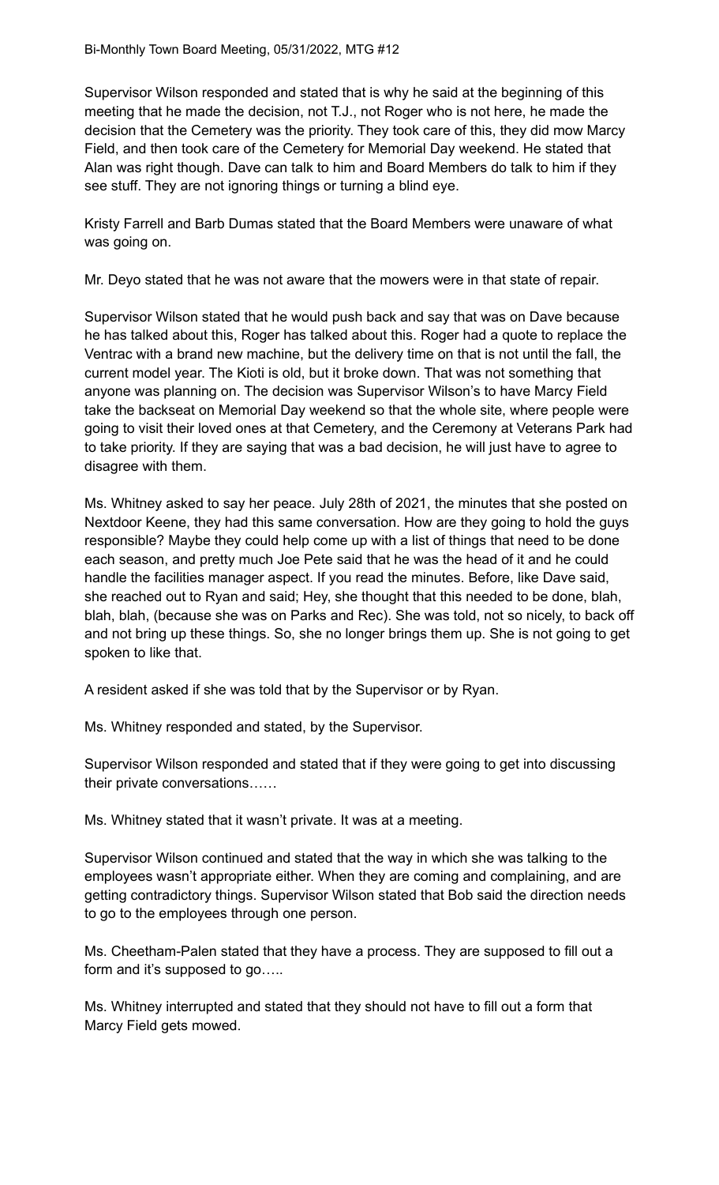Supervisor Wilson responded and stated that is why he said at the beginning of this meeting that he made the decision, not T.J., not Roger who is not here, he made the decision that the Cemetery was the priority. They took care of this, they did mow Marcy Field, and then took care of the Cemetery for Memorial Day weekend. He stated that Alan was right though. Dave can talk to him and Board Members do talk to him if they see stuff. They are not ignoring things or turning a blind eye.

Kristy Farrell and Barb Dumas stated that the Board Members were unaware of what was going on.

Mr. Deyo stated that he was not aware that the mowers were in that state of repair.

Supervisor Wilson stated that he would push back and say that was on Dave because he has talked about this, Roger has talked about this. Roger had a quote to replace the Ventrac with a brand new machine, but the delivery time on that is not until the fall, the current model year. The Kioti is old, but it broke down. That was not something that anyone was planning on. The decision was Supervisor Wilson's to have Marcy Field take the backseat on Memorial Day weekend so that the whole site, where people were going to visit their loved ones at that Cemetery, and the Ceremony at Veterans Park had to take priority. If they are saying that was a bad decision, he will just have to agree to disagree with them.

Ms. Whitney asked to say her peace. July 28th of 2021, the minutes that she posted on Nextdoor Keene, they had this same conversation. How are they going to hold the guys responsible? Maybe they could help come up with a list of things that need to be done each season, and pretty much Joe Pete said that he was the head of it and he could handle the facilities manager aspect. If you read the minutes. Before, like Dave said, she reached out to Ryan and said; Hey, she thought that this needed to be done, blah, blah, blah, (because she was on Parks and Rec). She was told, not so nicely, to back off and not bring up these things. So, she no longer brings them up. She is not going to get spoken to like that.

A resident asked if she was told that by the Supervisor or by Ryan.

Ms. Whitney responded and stated, by the Supervisor.

Supervisor Wilson responded and stated that if they were going to get into discussing their private conversations……

Ms. Whitney stated that it wasn't private. It was at a meeting.

Supervisor Wilson continued and stated that the way in which she was talking to the employees wasn't appropriate either. When they are coming and complaining, and are getting contradictory things. Supervisor Wilson stated that Bob said the direction needs to go to the employees through one person.

Ms. Cheetham-Palen stated that they have a process. They are supposed to fill out a form and it's supposed to go…..

Ms. Whitney interrupted and stated that they should not have to fill out a form that Marcy Field gets mowed.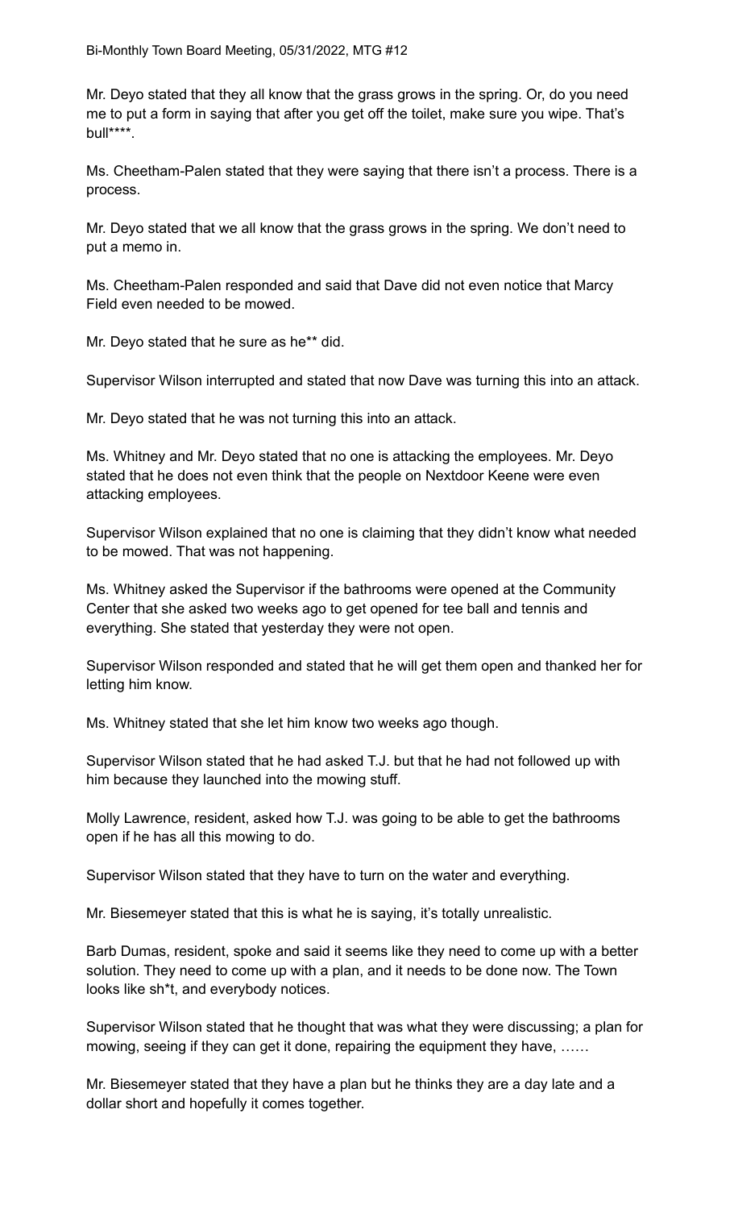Mr. Deyo stated that they all know that the grass grows in the spring. Or, do you need me to put a form in saying that after you get off the toilet, make sure you wipe. That's bull****.

Ms. Cheetham-Palen stated that they were saying that there isn't a process. There is a process.

Mr. Deyo stated that we all know that the grass grows in the spring. We don't need to put a memo in.

Ms. Cheetham-Palen responded and said that Dave did not even notice that Marcy Field even needed to be mowed.

Mr. Deyo stated that he sure as he** did.

Supervisor Wilson interrupted and stated that now Dave was turning this into an attack.

Mr. Deyo stated that he was not turning this into an attack.

Ms. Whitney and Mr. Deyo stated that no one is attacking the employees. Mr. Deyo stated that he does not even think that the people on Nextdoor Keene were even attacking employees.

Supervisor Wilson explained that no one is claiming that they didn't know what needed to be mowed. That was not happening.

Ms. Whitney asked the Supervisor if the bathrooms were opened at the Community Center that she asked two weeks ago to get opened for tee ball and tennis and everything. She stated that yesterday they were not open.

Supervisor Wilson responded and stated that he will get them open and thanked her for letting him know.

Ms. Whitney stated that she let him know two weeks ago though.

Supervisor Wilson stated that he had asked T.J. but that he had not followed up with him because they launched into the mowing stuff.

Molly Lawrence, resident, asked how T.J. was going to be able to get the bathrooms open if he has all this mowing to do.

Supervisor Wilson stated that they have to turn on the water and everything.

Mr. Biesemeyer stated that this is what he is saying, it's totally unrealistic.

Barb Dumas, resident, spoke and said it seems like they need to come up with a better solution. They need to come up with a plan, and it needs to be done now. The Town looks like sh*t, and everybody notices.

Supervisor Wilson stated that he thought that was what they were discussing; a plan for mowing, seeing if they can get it done, repairing the equipment they have, ……

Mr. Biesemeyer stated that they have a plan but he thinks they are a day late and a dollar short and hopefully it comes together.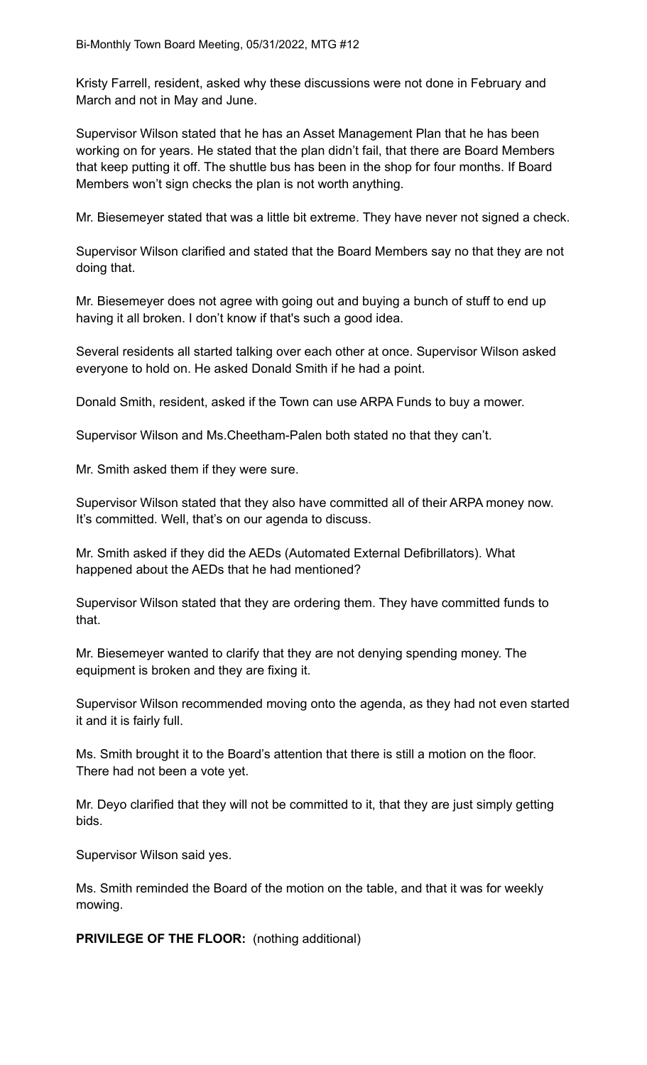Kristy Farrell, resident, asked why these discussions were not done in February and March and not in May and June.

Supervisor Wilson stated that he has an Asset Management Plan that he has been working on for years. He stated that the plan didn't fail, that there are Board Members that keep putting it off. The shuttle bus has been in the shop for four months. If Board Members won't sign checks the plan is not worth anything.

Mr. Biesemeyer stated that was a little bit extreme. They have never not signed a check.

Supervisor Wilson clarified and stated that the Board Members say no that they are not doing that.

Mr. Biesemeyer does not agree with going out and buying a bunch of stuff to end up having it all broken. I don't know if that's such a good idea.

Several residents all started talking over each other at once. Supervisor Wilson asked everyone to hold on. He asked Donald Smith if he had a point.

Donald Smith, resident, asked if the Town can use ARPA Funds to buy a mower.

Supervisor Wilson and Ms.Cheetham-Palen both stated no that they can't.

Mr. Smith asked them if they were sure.

Supervisor Wilson stated that they also have committed all of their ARPA money now. It's committed. Well, that's on our agenda to discuss.

Mr. Smith asked if they did the AEDs (Automated External Defibrillators). What happened about the AEDs that he had mentioned?

Supervisor Wilson stated that they are ordering them. They have committed funds to that.

Mr. Biesemeyer wanted to clarify that they are not denying spending money. The equipment is broken and they are fixing it.

Supervisor Wilson recommended moving onto the agenda, as they had not even started it and it is fairly full.

Ms. Smith brought it to the Board's attention that there is still a motion on the floor. There had not been a vote yet.

Mr. Deyo clarified that they will not be committed to it, that they are just simply getting bids.

Supervisor Wilson said yes.

Ms. Smith reminded the Board of the motion on the table, and that it was for weekly mowing.

**PRIVILEGE OF THE FLOOR:** (nothing additional)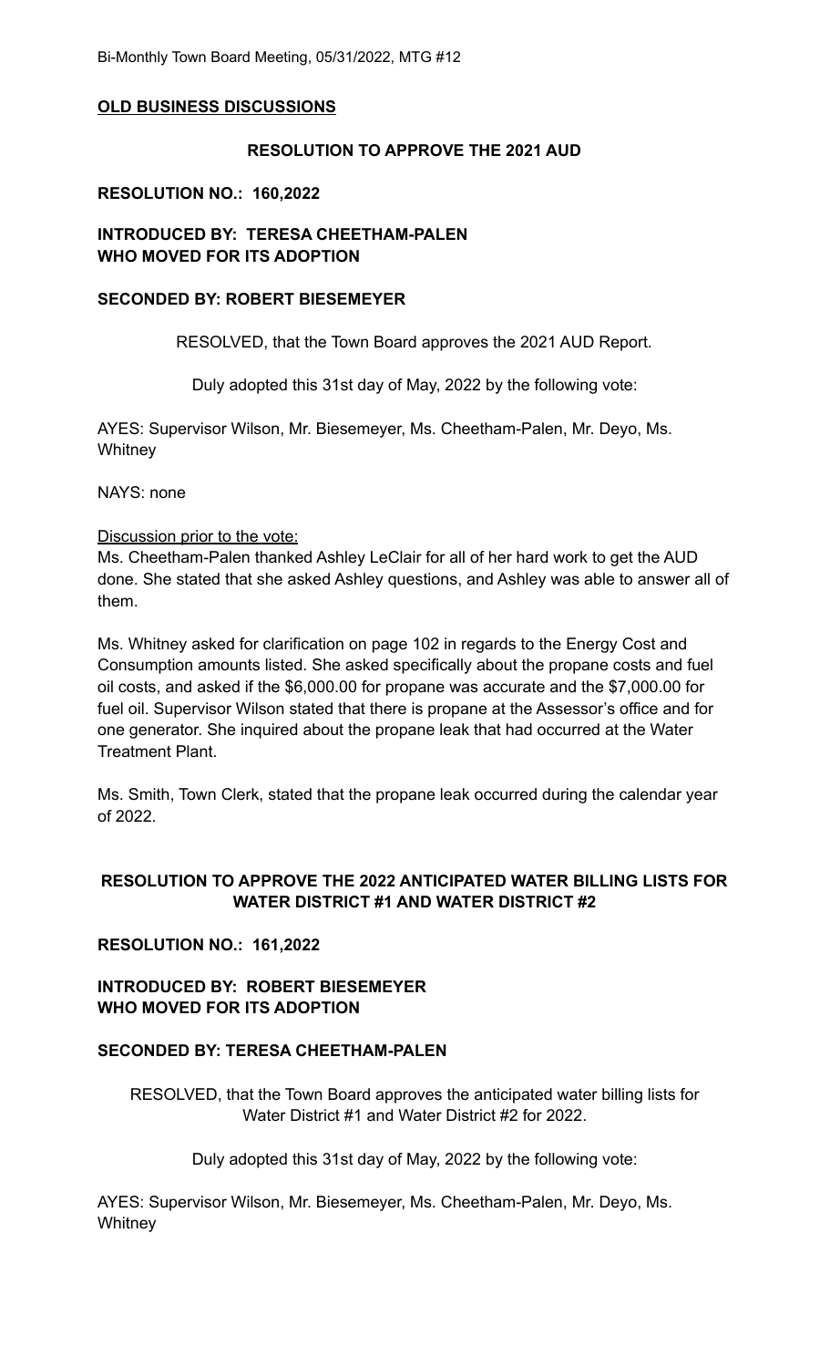**OLD BUSINESS DISCUSSIONS**

**RESOLUTION TO APPROVE THE 2021 AUD**

**RESOLUTION NO.: 160,2022**

**INTRODUCED BY: TERESA CHEETHAM-PALEN WHO MOVED FOR ITS ADOPTION**

**SECONDED BY: ROBERT BIESEMEYER**

RESOLVED, that the Town Board approves the 2021 AUD Report.

Duly adopted this 31st day of May, 2022 by the following vote:

AYES: Supervisor Wilson, Mr. Biesemeyer, Ms. Cheetham-Palen, Mr. Deyo, Ms. Whitney

NAYS: none

Discussion prior to the vote:

Ms. Cheetham-Palen thanked Ashley LeClair for all of her hard work to get the AUD done. She stated that she asked Ashley questions, and Ashley was able to answer all of them.

Ms. Whitney asked for clarification on page 102 in regards to the Energy Cost and Consumption amounts listed. She asked specifically about the propane costs and fuel oil costs, and asked if the $6,000.00 for propane was accurate and the $7,000.00 for fuel oil. Supervisor Wilson stated that there is propane at the Assessor's office and for one generator. She inquired about the propane leak that had occurred at the Water Treatment Plant.

Ms. Smith, Town Clerk, stated that the propane leak occurred during the calendar year of 2022.

**RESOLUTION TO APPROVE THE 2022 ANTICIPATED WATER BILLING LISTS FOR WATER DISTRICT #1 AND WATER DISTRICT #2**

**RESOLUTION NO.: 161,2022**

**INTRODUCED BY: ROBERT BIESEMEYER WHO MOVED FOR ITS ADOPTION**

**SECONDED BY: TERESA CHEETHAM-PALEN**

RESOLVED, that the Town Board approves the anticipated water billing lists for Water District #1 and Water District #2 for 2022.

Duly adopted this 31st day of May, 2022 by the following vote:

AYES: Supervisor Wilson, Mr. Biesemeyer, Ms. Cheetham-Palen, Mr. Deyo, Ms. Whitney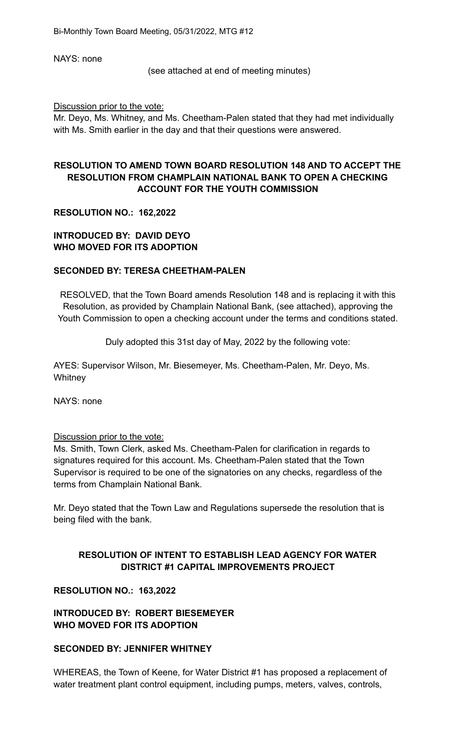NAYS: none

(see attached at end of meeting minutes)

Discussion prior to the vote:
Mr. Deyo, Ms. Whitney, and Ms. Cheetham-Palen stated that they had met individually with Ms. Smith earlier in the day and that their questions were answered.

**RESOLUTION TO AMEND TOWN BOARD RESOLUTION 148 AND TO ACCEPT THE RESOLUTION FROM CHAMPLAIN NATIONAL BANK TO OPEN A CHECKING ACCOUNT FOR THE YOUTH COMMISSION**

**RESOLUTION NO.: 162,2022**

**INTRODUCED BY: DAVID DEYO**
**WHO MOVED FOR ITS ADOPTION**

**SECONDED BY: TERESA CHEETHAM-PALEN**

RESOLVED, that the Town Board amends Resolution 148 and is replacing it with this Resolution, as provided by Champlain National Bank, (see attached), approving the Youth Commission to open a checking account under the terms and conditions stated.

Duly adopted this 31st day of May, 2022 by the following vote:

AYES: Supervisor Wilson, Mr. Biesemeyer, Ms. Cheetham-Palen, Mr. Deyo, Ms. Whitney

NAYS: none

Discussion prior to the vote:
Ms. Smith, Town Clerk, asked Ms. Cheetham-Palen for clarification in regards to signatures required for this account. Ms. Cheetham-Palen stated that the Town Supervisor is required to be one of the signatories on any checks, regardless of the terms from Champlain National Bank.

Mr. Deyo stated that the Town Law and Regulations supersede the resolution that is being filed with the bank.

**RESOLUTION OF INTENT TO ESTABLISH LEAD AGENCY FOR WATER DISTRICT #1 CAPITAL IMPROVEMENTS PROJECT**

**RESOLUTION NO.: 163,2022**

**INTRODUCED BY: ROBERT BIESEMEYER**
**WHO MOVED FOR ITS ADOPTION**

**SECONDED BY: JENNIFER WHITNEY**

WHEREAS, the Town of Keene, for Water District #1 has proposed a replacement of water treatment plant control equipment, including pumps, meters, valves, controls,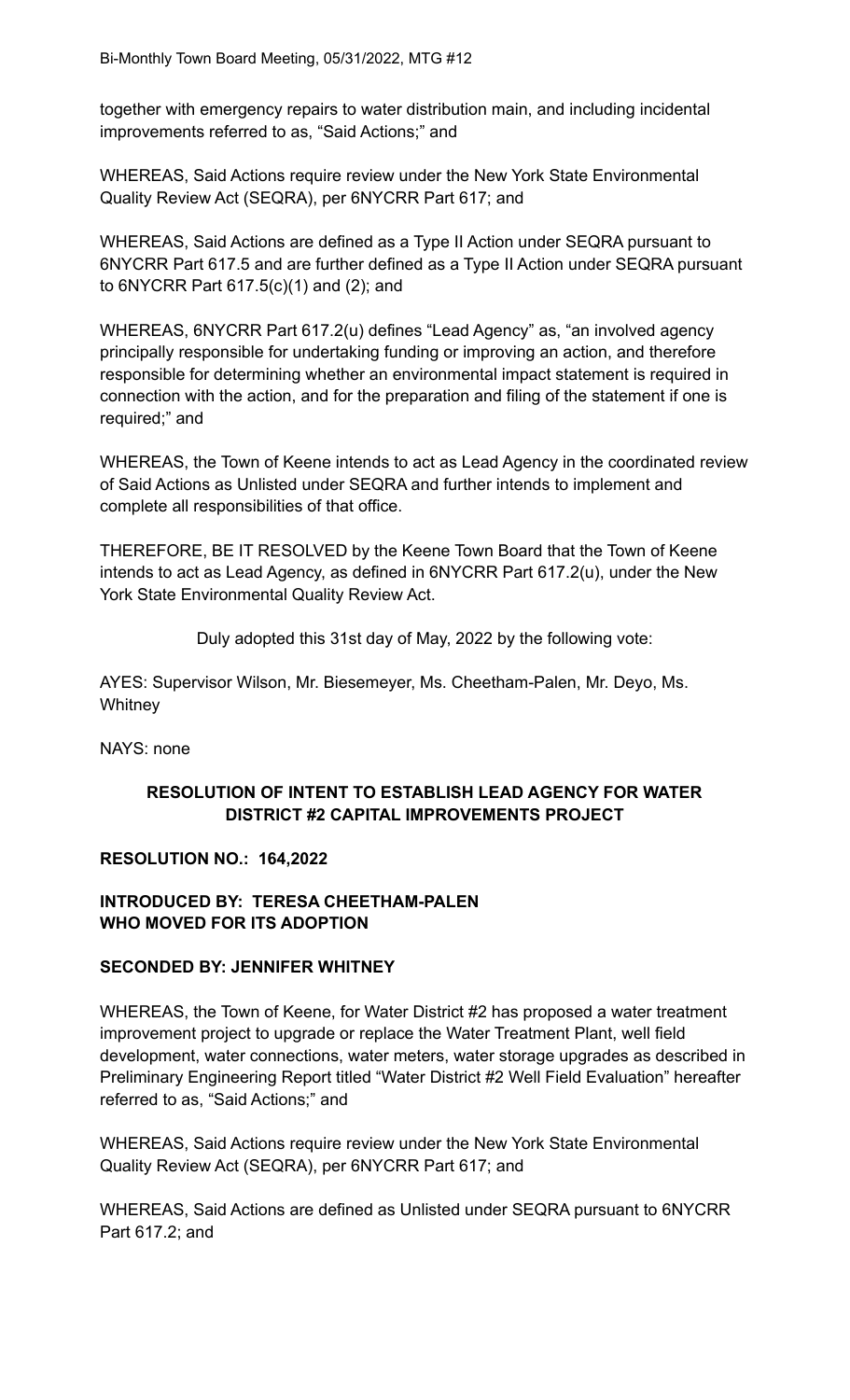together with emergency repairs to water distribution main, and including incidental improvements referred to as, "Said Actions;" and

WHEREAS, Said Actions require review under the New York State Environmental Quality Review Act (SEQRA), per 6NYCRR Part 617; and

WHEREAS, Said Actions are defined as a Type II Action under SEQRA pursuant to 6NYCRR Part 617.5 and are further defined as a Type II Action under SEQRA pursuant to 6NYCRR Part 617.5(c)(1) and (2); and

WHEREAS, 6NYCRR Part 617.2(u) defines "Lead Agency" as, "an involved agency principally responsible for undertaking funding or improving an action, and therefore responsible for determining whether an environmental impact statement is required in connection with the action, and for the preparation and filing of the statement if one is required;" and

WHEREAS, the Town of Keene intends to act as Lead Agency in the coordinated review of Said Actions as Unlisted under SEQRA and further intends to implement and complete all responsibilities of that office.

THEREFORE, BE IT RESOLVED by the Keene Town Board that the Town of Keene intends to act as Lead Agency, as defined in 6NYCRR Part 617.2(u), under the New York State Environmental Quality Review Act.

Duly adopted this 31st day of May, 2022 by the following vote:

AYES: Supervisor Wilson, Mr. Biesemeyer, Ms. Cheetham-Palen, Mr. Deyo, Ms. Whitney

NAYS: none

**RESOLUTION OF INTENT TO ESTABLISH LEAD AGENCY FOR WATER DISTRICT #2 CAPITAL IMPROVEMENTS PROJECT**

**RESOLUTION NO.: 164,2022**

**INTRODUCED BY: TERESA CHEETHAM-PALEN WHO MOVED FOR ITS ADOPTION**

**SECONDED BY: JENNIFER WHITNEY**

WHEREAS, the Town of Keene, for Water District #2 has proposed a water treatment improvement project to upgrade or replace the Water Treatment Plant, well field development, water connections, water meters, water storage upgrades as described in Preliminary Engineering Report titled "Water District #2 Well Field Evaluation" hereafter referred to as, "Said Actions;" and

WHEREAS, Said Actions require review under the New York State Environmental Quality Review Act (SEQRA), per 6NYCRR Part 617; and

WHEREAS, Said Actions are defined as Unlisted under SEQRA pursuant to 6NYCRR Part 617.2; and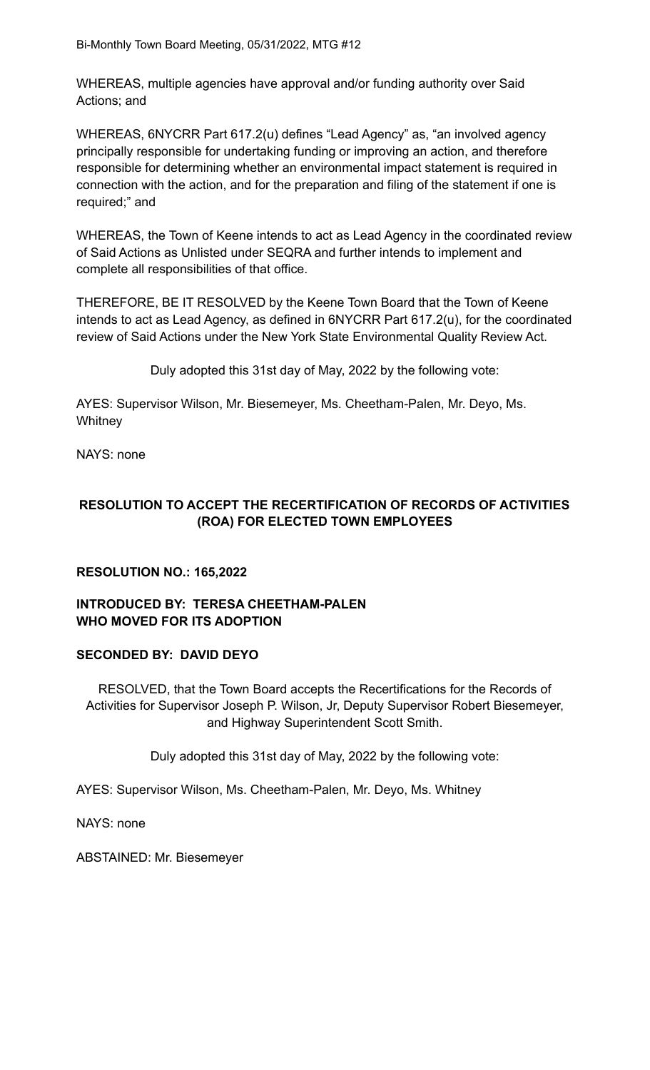WHEREAS, multiple agencies have approval and/or funding authority over Said Actions; and

WHEREAS, 6NYCRR Part 617.2(u) defines "Lead Agency" as, "an involved agency principally responsible for undertaking funding or improving an action, and therefore responsible for determining whether an environmental impact statement is required in connection with the action, and for the preparation and filing of the statement if one is required;" and

WHEREAS, the Town of Keene intends to act as Lead Agency in the coordinated review of Said Actions as Unlisted under SEQRA and further intends to implement and complete all responsibilities of that office.

THEREFORE, BE IT RESOLVED by the Keene Town Board that the Town of Keene intends to act as Lead Agency, as defined in 6NYCRR Part 617.2(u), for the coordinated review of Said Actions under the New York State Environmental Quality Review Act.

Duly adopted this 31st day of May, 2022 by the following vote:

AYES: Supervisor Wilson, Mr. Biesemeyer, Ms. Cheetham-Palen, Mr. Deyo, Ms. Whitney

NAYS: none

**RESOLUTION TO ACCEPT THE RECERTIFICATION OF RECORDS OF ACTIVITIES (ROA) FOR ELECTED TOWN EMPLOYEES**

**RESOLUTION NO.: 165,2022**

**INTRODUCED BY: TERESA CHEETHAM-PALEN**
**WHO MOVED FOR ITS ADOPTION**

**SECONDED BY: DAVID DEYO**

RESOLVED, that the Town Board accepts the Recertifications for the Records of Activities for Supervisor Joseph P. Wilson, Jr, Deputy Supervisor Robert Biesemeyer, and Highway Superintendent Scott Smith.

Duly adopted this 31st day of May, 2022 by the following vote:

AYES: Supervisor Wilson, Ms. Cheetham-Palen, Mr. Deyo, Ms. Whitney

NAYS: none

ABSTAINED: Mr. Biesemeyer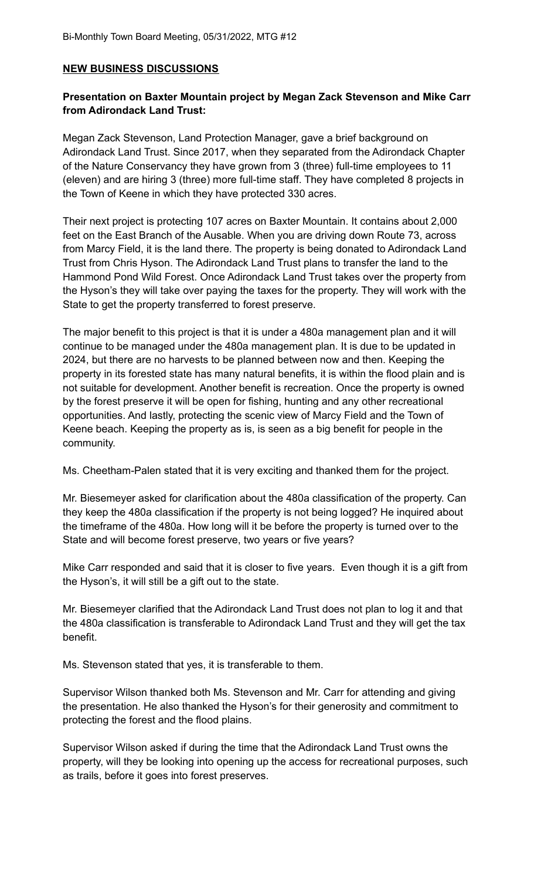## NEW BUSINESS DISCUSSIONS

**Presentation on Baxter Mountain project by Megan Zack Stevenson and Mike Carr from Adirondack Land Trust:**

Megan Zack Stevenson, Land Protection Manager, gave a brief background on Adirondack Land Trust. Since 2017, when they separated from the Adirondack Chapter of the Nature Conservancy they have grown from 3 (three) full-time employees to 11 (eleven) and are hiring 3 (three) more full-time staff. They have completed 8 projects in the Town of Keene in which they have protected 330 acres.

Their next project is protecting 107 acres on Baxter Mountain. It contains about 2,000 feet on the East Branch of the Ausable. When you are driving down Route 73, across from Marcy Field, it is the land there. The property is being donated to Adirondack Land Trust from Chris Hyson. The Adirondack Land Trust plans to transfer the land to the Hammond Pond Wild Forest. Once Adirondack Land Trust takes over the property from the Hyson's they will take over paying the taxes for the property. They will work with the State to get the property transferred to forest preserve.

The major benefit to this project is that it is under a 480a management plan and it will continue to be managed under the 480a management plan. It is due to be updated in 2024, but there are no harvests to be planned between now and then. Keeping the property in its forested state has many natural benefits, it is within the flood plain and is not suitable for development. Another benefit is recreation. Once the property is owned by the forest preserve it will be open for fishing, hunting and any other recreational opportunities. And lastly, protecting the scenic view of Marcy Field and the Town of Keene beach. Keeping the property as is, is seen as a big benefit for people in the community.

Ms. Cheetham-Palen stated that it is very exciting and thanked them for the project.

Mr. Biesemeyer asked for clarification about the 480a classification of the property. Can they keep the 480a classification if the property is not being logged? He inquired about the timeframe of the 480a. How long will it be before the property is turned over to the State and will become forest preserve, two years or five years?

Mike Carr responded and said that it is closer to five years. Even though it is a gift from the Hyson's, it will still be a gift out to the state.

Mr. Biesemeyer clarified that the Adirondack Land Trust does not plan to log it and that the 480a classification is transferable to Adirondack Land Trust and they will get the tax benefit.

Ms. Stevenson stated that yes, it is transferable to them.

Supervisor Wilson thanked both Ms. Stevenson and Mr. Carr for attending and giving the presentation. He also thanked the Hyson's for their generosity and commitment to protecting the forest and the flood plains.

Supervisor Wilson asked if during the time that the Adirondack Land Trust owns the property, will they be looking into opening up the access for recreational purposes, such as trails, before it goes into forest preserves.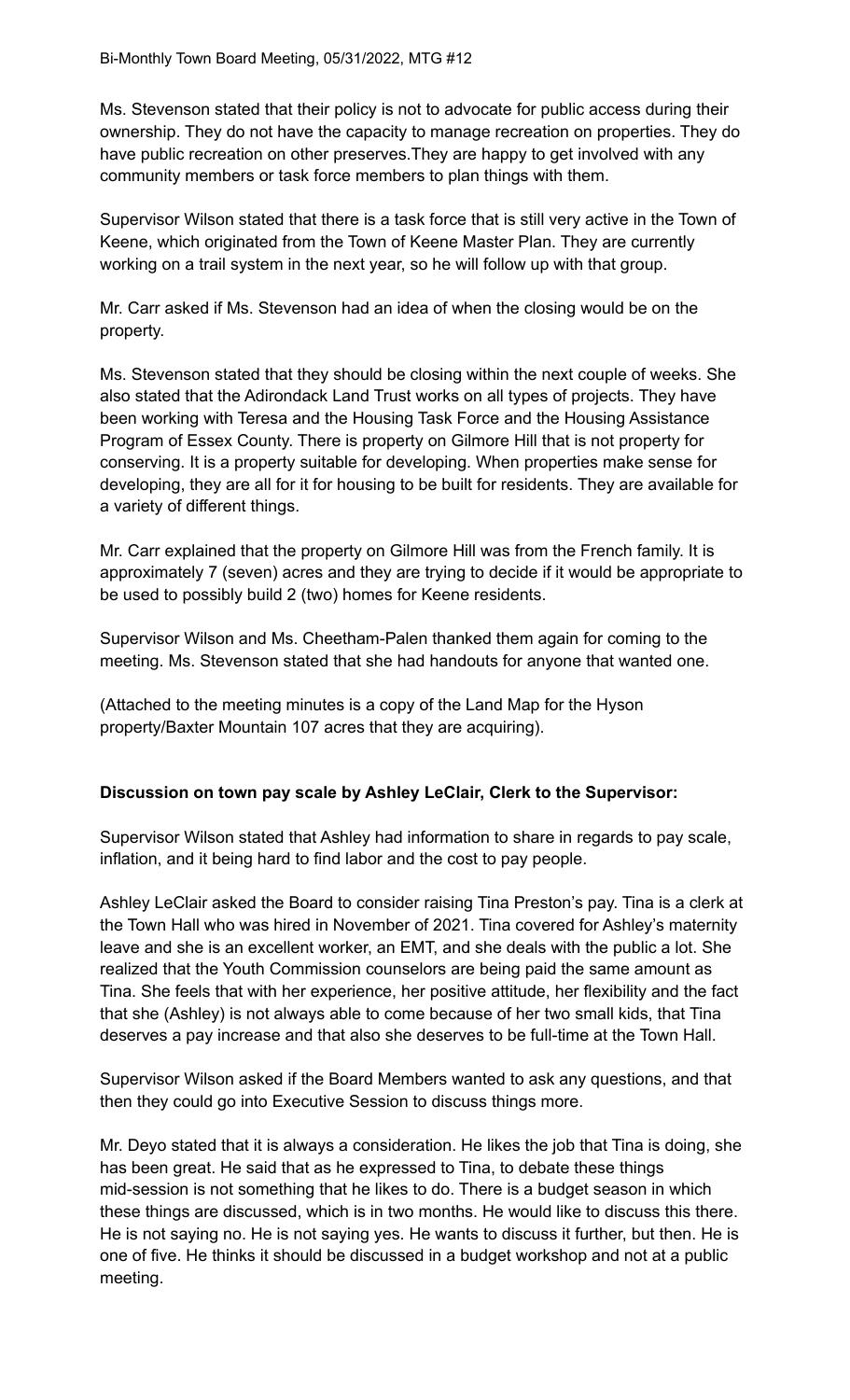Ms. Stevenson stated that their policy is not to advocate for public access during their ownership. They do not have the capacity to manage recreation on properties. They do have public recreation on other preserves.They are happy to get involved with any community members or task force members to plan things with them.

Supervisor Wilson stated that there is a task force that is still very active in the Town of Keene, which originated from the Town of Keene Master Plan. They are currently working on a trail system in the next year, so he will follow up with that group.

Mr. Carr asked if Ms. Stevenson had an idea of when the closing would be on the property.

Ms. Stevenson stated that they should be closing within the next couple of weeks. She also stated that the Adirondack Land Trust works on all types of projects. They have been working with Teresa and the Housing Task Force and the Housing Assistance Program of Essex County. There is property on Gilmore Hill that is not property for conserving. It is a property suitable for developing. When properties make sense for developing, they are all for it for housing to be built for residents. They are available for a variety of different things.

Mr. Carr explained that the property on Gilmore Hill was from the French family. It is approximately 7 (seven) acres and they are trying to decide if it would be appropriate to be used to possibly build 2 (two) homes for Keene residents.

Supervisor Wilson and Ms. Cheetham-Palen thanked them again for coming to the meeting. Ms. Stevenson stated that she had handouts for anyone that wanted one.

(Attached to the meeting minutes is a copy of the Land Map for the Hyson property/Baxter Mountain 107 acres that they are acquiring).

**Discussion on town pay scale by Ashley LeClair, Clerk to the Supervisor:**

Supervisor Wilson stated that Ashley had information to share in regards to pay scale, inflation, and it being hard to find labor and the cost to pay people.

Ashley LeClair asked the Board to consider raising Tina Preston's pay. Tina is a clerk at the Town Hall who was hired in November of 2021. Tina covered for Ashley's maternity leave and she is an excellent worker, an EMT, and she deals with the public a lot. She realized that the Youth Commission counselors are being paid the same amount as Tina. She feels that with her experience, her positive attitude, her flexibility and the fact that she (Ashley) is not always able to come because of her two small kids, that Tina deserves a pay increase and that also she deserves to be full-time at the Town Hall.

Supervisor Wilson asked if the Board Members wanted to ask any questions, and that then they could go into Executive Session to discuss things more.

Mr. Deyo stated that it is always a consideration. He likes the job that Tina is doing, she has been great. He said that as he expressed to Tina, to debate these things mid-session is not something that he likes to do. There is a budget season in which these things are discussed, which is in two months. He would like to discuss this there. He is not saying no. He is not saying yes. He wants to discuss it further, but then. He is one of five. He thinks it should be discussed in a budget workshop and not at a public meeting.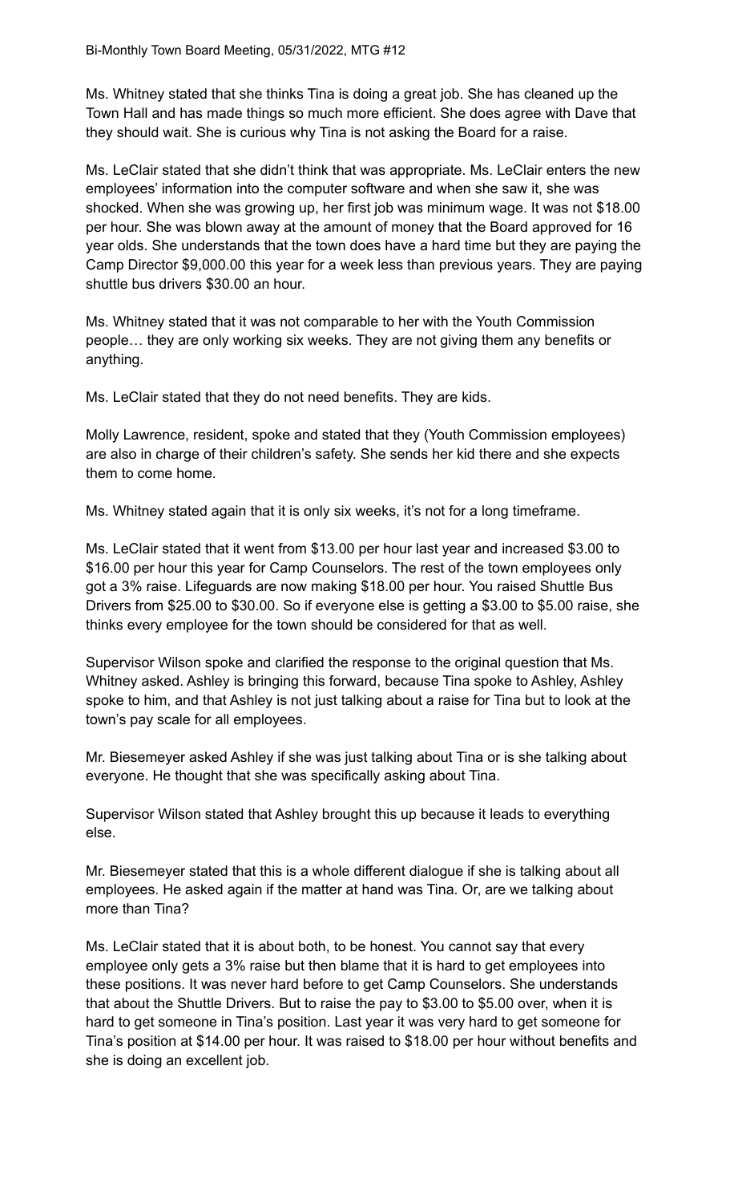Ms. Whitney stated that she thinks Tina is doing a great job. She has cleaned up the Town Hall and has made things so much more efficient. She does agree with Dave that they should wait. She is curious why Tina is not asking the Board for a raise.

Ms. LeClair stated that she didn't think that was appropriate. Ms. LeClair enters the new employees' information into the computer software and when she saw it, she was shocked. When she was growing up, her first job was minimum wage. It was not $18.00 per hour. She was blown away at the amount of money that the Board approved for 16 year olds. She understands that the town does have a hard time but they are paying the Camp Director $9,000.00 this year for a week less than previous years. They are paying shuttle bus drivers $30.00 an hour.

Ms. Whitney stated that it was not comparable to her with the Youth Commission people… they are only working six weeks. They are not giving them any benefits or anything.

Ms. LeClair stated that they do not need benefits. They are kids.

Molly Lawrence, resident, spoke and stated that they (Youth Commission employees) are also in charge of their children's safety. She sends her kid there and she expects them to come home.

Ms. Whitney stated again that it is only six weeks, it's not for a long timeframe.

Ms. LeClair stated that it went from $13.00 per hour last year and increased $3.00 to $16.00 per hour this year for Camp Counselors. The rest of the town employees only got a 3% raise. Lifeguards are now making $18.00 per hour. You raised Shuttle Bus Drivers from $25.00 to $30.00. So if everyone else is getting a $3.00 to $5.00 raise, she thinks every employee for the town should be considered for that as well.

Supervisor Wilson spoke and clarified the response to the original question that Ms. Whitney asked. Ashley is bringing this forward, because Tina spoke to Ashley, Ashley spoke to him, and that Ashley is not just talking about a raise for Tina but to look at the town's pay scale for all employees.

Mr. Biesemeyer asked Ashley if she was just talking about Tina or is she talking about everyone. He thought that she was specifically asking about Tina.

Supervisor Wilson stated that Ashley brought this up because it leads to everything else.

Mr. Biesemeyer stated that this is a whole different dialogue if she is talking about all employees. He asked again if the matter at hand was Tina. Or, are we talking about more than Tina?

Ms. LeClair stated that it is about both, to be honest. You cannot say that every employee only gets a 3% raise but then blame that it is hard to get employees into these positions. It was never hard before to get Camp Counselors. She understands that about the Shuttle Drivers. But to raise the pay to $3.00 to $5.00 over, when it is hard to get someone in Tina's position. Last year it was very hard to get someone for Tina's position at $14.00 per hour. It was raised to $18.00 per hour without benefits and she is doing an excellent job.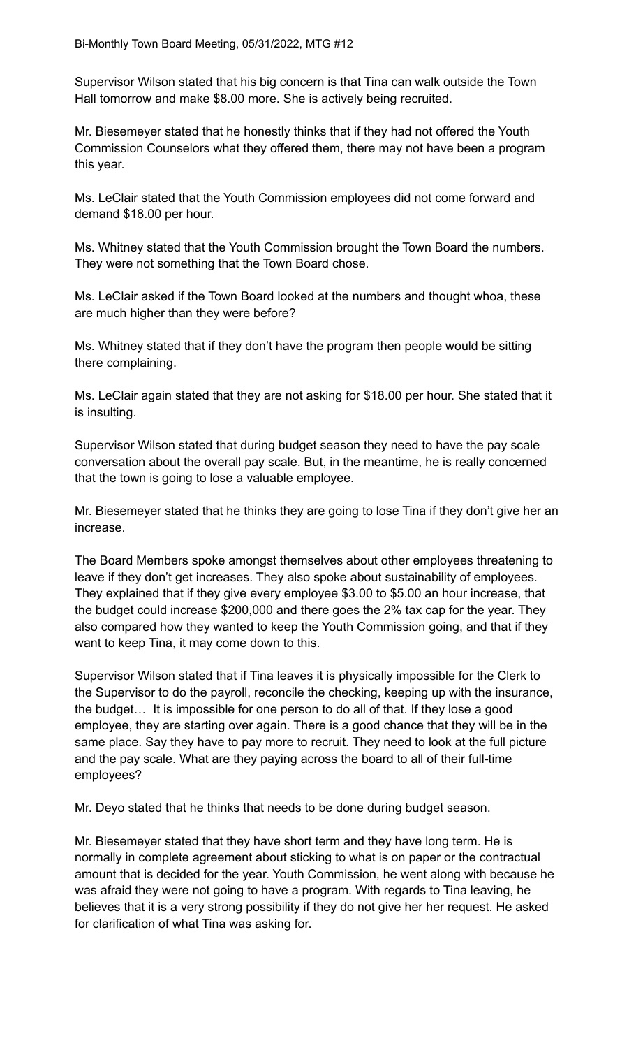Supervisor Wilson stated that his big concern is that Tina can walk outside the Town Hall tomorrow and make $8.00 more. She is actively being recruited.

Mr. Biesemeyer stated that he honestly thinks that if they had not offered the Youth Commission Counselors what they offered them, there may not have been a program this year.

Ms. LeClair stated that the Youth Commission employees did not come forward and demand $18.00 per hour.

Ms. Whitney stated that the Youth Commission brought the Town Board the numbers. They were not something that the Town Board chose.

Ms. LeClair asked if the Town Board looked at the numbers and thought whoa, these are much higher than they were before?

Ms. Whitney stated that if they don't have the program then people would be sitting there complaining.

Ms. LeClair again stated that they are not asking for $18.00 per hour. She stated that it is insulting.

Supervisor Wilson stated that during budget season they need to have the pay scale conversation about the overall pay scale. But, in the meantime, he is really concerned that the town is going to lose a valuable employee.

Mr. Biesemeyer stated that he thinks they are going to lose Tina if they don't give her an increase.

The Board Members spoke amongst themselves about other employees threatening to leave if they don't get increases. They also spoke about sustainability of employees. They explained that if they give every employee $3.00 to $5.00 an hour increase, that the budget could increase $200,000 and there goes the 2% tax cap for the year. They also compared how they wanted to keep the Youth Commission going, and that if they want to keep Tina, it may come down to this.

Supervisor Wilson stated that if Tina leaves it is physically impossible for the Clerk to the Supervisor to do the payroll, reconcile the checking, keeping up with the insurance, the budget… It is impossible for one person to do all of that. If they lose a good employee, they are starting over again. There is a good chance that they will be in the same place. Say they have to pay more to recruit. They need to look at the full picture and the pay scale. What are they paying across the board to all of their full-time employees?

Mr. Deyo stated that he thinks that needs to be done during budget season.

Mr. Biesemeyer stated that they have short term and they have long term. He is normally in complete agreement about sticking to what is on paper or the contractual amount that is decided for the year. Youth Commission, he went along with because he was afraid they were not going to have a program. With regards to Tina leaving, he believes that it is a very strong possibility if they do not give her her request. He asked for clarification of what Tina was asking for.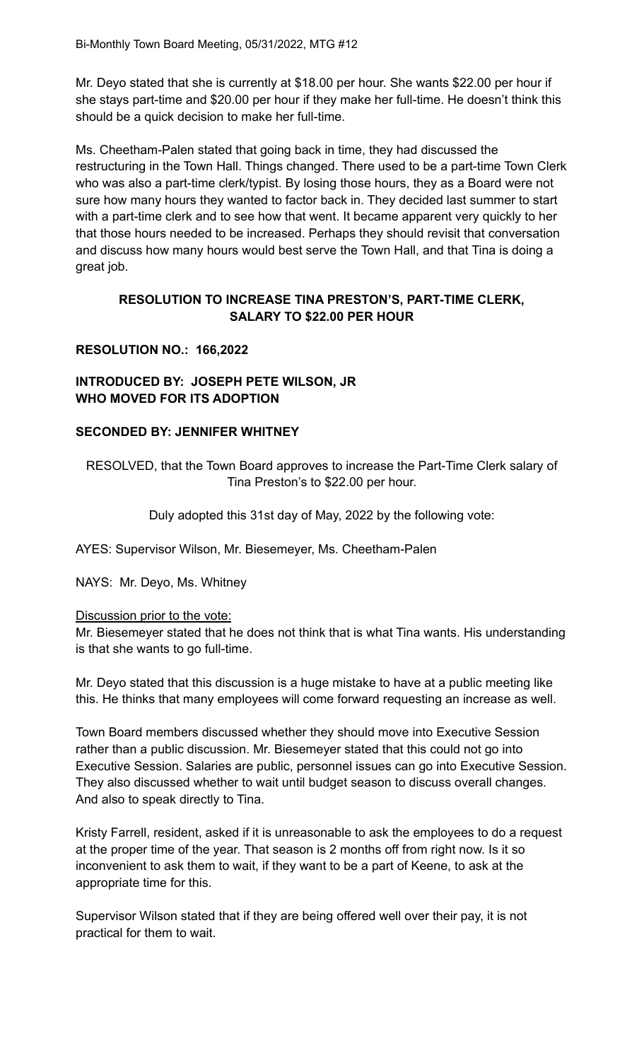Mr. Deyo stated that she is currently at $18.00 per hour. She wants $22.00 per hour if she stays part-time and $20.00 per hour if they make her full-time. He doesn't think this should be a quick decision to make her full-time.

Ms. Cheetham-Palen stated that going back in time, they had discussed the restructuring in the Town Hall. Things changed. There used to be a part-time Town Clerk who was also a part-time clerk/typist. By losing those hours, they as a Board were not sure how many hours they wanted to factor back in. They decided last summer to start with a part-time clerk and to see how that went. It became apparent very quickly to her that those hours needed to be increased. Perhaps they should revisit that conversation and discuss how many hours would best serve the Town Hall, and that Tina is doing a great job.

**RESOLUTION TO INCREASE TINA PRESTON'S, PART-TIME CLERK, SALARY TO $22.00 PER HOUR**

**RESOLUTION NO.: 166,2022**

**INTRODUCED BY: JOSEPH PETE WILSON, JR**
**WHO MOVED FOR ITS ADOPTION**

**SECONDED BY: JENNIFER WHITNEY**

RESOLVED, that the Town Board approves to increase the Part-Time Clerk salary of Tina Preston's to $22.00 per hour.

Duly adopted this 31st day of May, 2022 by the following vote:

AYES: Supervisor Wilson, Mr. Biesemeyer, Ms. Cheetham-Palen

NAYS: Mr. Deyo, Ms. Whitney

Discussion prior to the vote:

Mr. Biesemeyer stated that he does not think that is what Tina wants. His understanding is that she wants to go full-time.

Mr. Deyo stated that this discussion is a huge mistake to have at a public meeting like this. He thinks that many employees will come forward requesting an increase as well.

Town Board members discussed whether they should move into Executive Session rather than a public discussion. Mr. Biesemeyer stated that this could not go into Executive Session. Salaries are public, personnel issues can go into Executive Session. They also discussed whether to wait until budget season to discuss overall changes. And also to speak directly to Tina.

Kristy Farrell, resident, asked if it is unreasonable to ask the employees to do a request at the proper time of the year. That season is 2 months off from right now. Is it so inconvenient to ask them to wait, if they want to be a part of Keene, to ask at the appropriate time for this.

Supervisor Wilson stated that if they are being offered well over their pay, it is not practical for them to wait.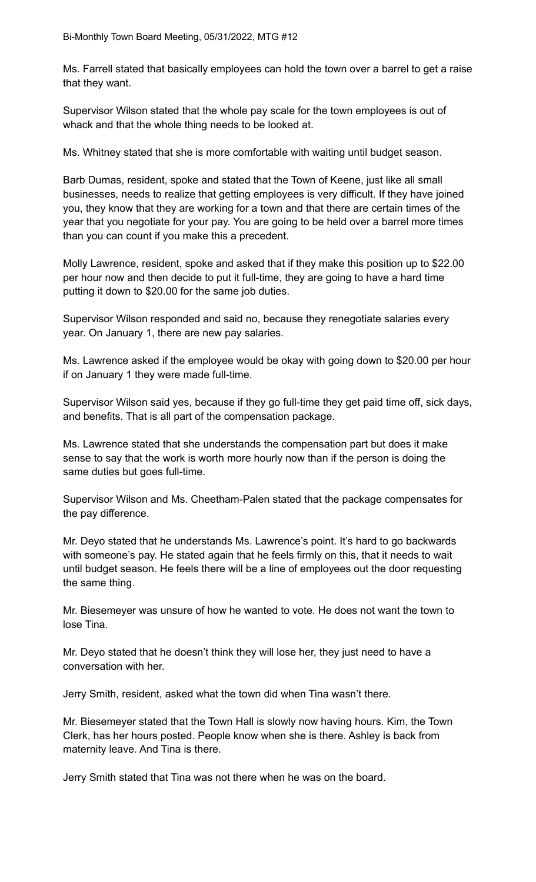Ms. Farrell stated that basically employees can hold the town over a barrel to get a raise that they want.

Supervisor Wilson stated that the whole pay scale for the town employees is out of whack and that the whole thing needs to be looked at.

Ms. Whitney stated that she is more comfortable with waiting until budget season.

Barb Dumas, resident, spoke and stated that the Town of Keene, just like all small businesses, needs to realize that getting employees is very difficult. If they have joined you, they know that they are working for a town and that there are certain times of the year that you negotiate for your pay. You are going to be held over a barrel more times than you can count if you make this a precedent.

Molly Lawrence, resident, spoke and asked that if they make this position up to $22.00 per hour now and then decide to put it full-time, they are going to have a hard time putting it down to $20.00 for the same job duties.

Supervisor Wilson responded and said no, because they renegotiate salaries every year. On January 1, there are new pay salaries.

Ms. Lawrence asked if the employee would be okay with going down to $20.00 per hour if on January 1 they were made full-time.

Supervisor Wilson said yes, because if they go full-time they get paid time off, sick days, and benefits. That is all part of the compensation package.

Ms. Lawrence stated that she understands the compensation part but does it make sense to say that the work is worth more hourly now than if the person is doing the same duties but goes full-time.

Supervisor Wilson and Ms. Cheetham-Palen stated that the package compensates for the pay difference.

Mr. Deyo stated that he understands Ms. Lawrence's point. It's hard to go backwards with someone's pay. He stated again that he feels firmly on this, that it needs to wait until budget season. He feels there will be a line of employees out the door requesting the same thing.

Mr. Biesemeyer was unsure of how he wanted to vote. He does not want the town to lose Tina.

Mr. Deyo stated that he doesn't think they will lose her, they just need to have a conversation with her.

Jerry Smith, resident, asked what the town did when Tina wasn't there.

Mr. Biesemeyer stated that the Town Hall is slowly now having hours. Kim, the Town Clerk, has her hours posted. People know when she is there. Ashley is back from maternity leave. And Tina is there.

Jerry Smith stated that Tina was not there when he was on the board.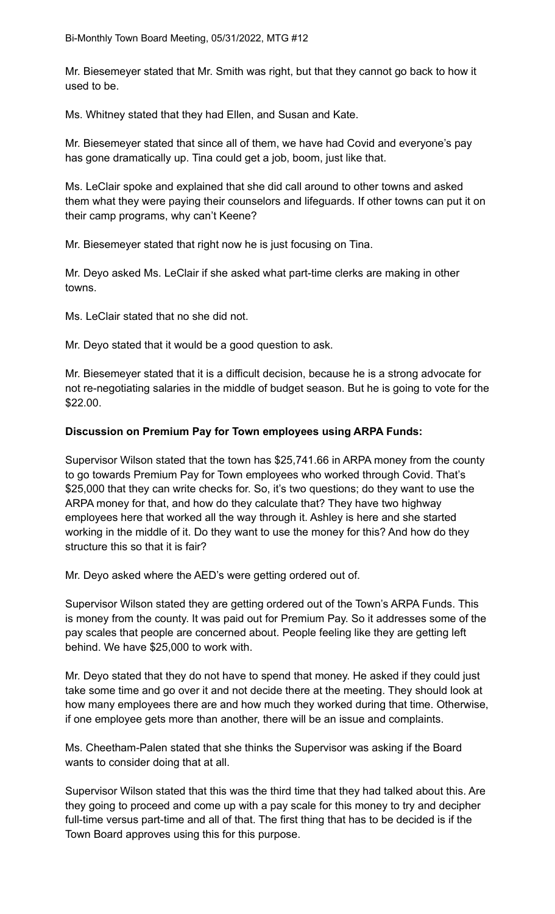Mr. Biesemeyer stated that Mr. Smith was right, but that they cannot go back to how it used to be.

Ms. Whitney stated that they had Ellen, and Susan and Kate.

Mr. Biesemeyer stated that since all of them, we have had Covid and everyone's pay has gone dramatically up. Tina could get a job, boom, just like that.

Ms. LeClair spoke and explained that she did call around to other towns and asked them what they were paying their counselors and lifeguards. If other towns can put it on their camp programs, why can't Keene?

Mr. Biesemeyer stated that right now he is just focusing on Tina.

Mr. Deyo asked Ms. LeClair if she asked what part-time clerks are making in other towns.

Ms. LeClair stated that no she did not.

Mr. Deyo stated that it would be a good question to ask.

Mr. Biesemeyer stated that it is a difficult decision, because he is a strong advocate for not re-negotiating salaries in the middle of budget season. But he is going to vote for the $22.00.

**Discussion on Premium Pay for Town employees using ARPA Funds:**

Supervisor Wilson stated that the town has $25,741.66 in ARPA money from the county to go towards Premium Pay for Town employees who worked through Covid. That's $25,000 that they can write checks for. So, it's two questions; do they want to use the ARPA money for that, and how do they calculate that? They have two highway employees here that worked all the way through it. Ashley is here and she started working in the middle of it. Do they want to use the money for this? And how do they structure this so that it is fair?

Mr. Deyo asked where the AED's were getting ordered out of.

Supervisor Wilson stated they are getting ordered out of the Town's ARPA Funds. This is money from the county. It was paid out for Premium Pay. So it addresses some of the pay scales that people are concerned about. People feeling like they are getting left behind. We have $25,000 to work with.

Mr. Deyo stated that they do not have to spend that money. He asked if they could just take some time and go over it and not decide there at the meeting. They should look at how many employees there are and how much they worked during that time. Otherwise, if one employee gets more than another, there will be an issue and complaints.

Ms. Cheetham-Palen stated that she thinks the Supervisor was asking if the Board wants to consider doing that at all.

Supervisor Wilson stated that this was the third time that they had talked about this. Are they going to proceed and come up with a pay scale for this money to try and decipher full-time versus part-time and all of that. The first thing that has to be decided is if the Town Board approves using this for this purpose.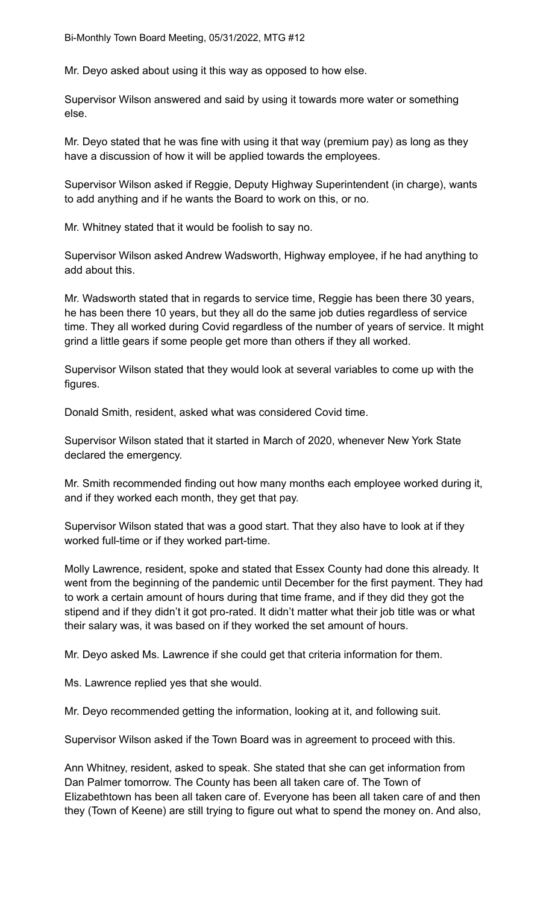Mr. Deyo asked about using it this way as opposed to how else.

Supervisor Wilson answered and said by using it towards more water or something else.

Mr. Deyo stated that he was fine with using it that way (premium pay) as long as they have a discussion of how it will be applied towards the employees.

Supervisor Wilson asked if Reggie, Deputy Highway Superintendent (in charge), wants to add anything and if he wants the Board to work on this, or no.

Mr. Whitney stated that it would be foolish to say no.

Supervisor Wilson asked Andrew Wadsworth, Highway employee, if he had anything to add about this.

Mr. Wadsworth stated that in regards to service time, Reggie has been there 30 years, he has been there 10 years, but they all do the same job duties regardless of service time. They all worked during Covid regardless of the number of years of service. It might grind a little gears if some people get more than others if they all worked.

Supervisor Wilson stated that they would look at several variables to come up with the figures.

Donald Smith, resident, asked what was considered Covid time.

Supervisor Wilson stated that it started in March of 2020, whenever New York State declared the emergency.

Mr. Smith recommended finding out how many months each employee worked during it, and if they worked each month, they get that pay.

Supervisor Wilson stated that was a good start. That they also have to look at if they worked full-time or if they worked part-time.

Molly Lawrence, resident, spoke and stated that Essex County had done this already. It went from the beginning of the pandemic until December for the first payment. They had to work a certain amount of hours during that time frame, and if they did they got the stipend and if they didn't it got pro-rated. It didn't matter what their job title was or what their salary was, it was based on if they worked the set amount of hours.

Mr. Deyo asked Ms. Lawrence if she could get that criteria information for them.

Ms. Lawrence replied yes that she would.

Mr. Deyo recommended getting the information, looking at it, and following suit.

Supervisor Wilson asked if the Town Board was in agreement to proceed with this.

Ann Whitney, resident, asked to speak. She stated that she can get information from Dan Palmer tomorrow. The County has been all taken care of. The Town of Elizabethtown has been all taken care of. Everyone has been all taken care of and then they (Town of Keene) are still trying to figure out what to spend the money on. And also,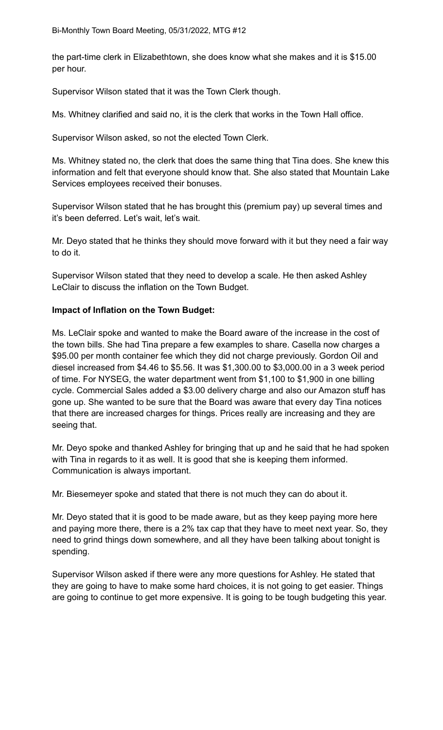the part-time clerk in Elizabethtown, she does know what she makes and it is $15.00 per hour.

Supervisor Wilson stated that it was the Town Clerk though.

Ms. Whitney clarified and said no, it is the clerk that works in the Town Hall office.

Supervisor Wilson asked, so not the elected Town Clerk.

Ms. Whitney stated no, the clerk that does the same thing that Tina does. She knew this information and felt that everyone should know that. She also stated that Mountain Lake Services employees received their bonuses.

Supervisor Wilson stated that he has brought this (premium pay) up several times and it's been deferred. Let's wait, let's wait.

Mr. Deyo stated that he thinks they should move forward with it but they need a fair way to do it.

Supervisor Wilson stated that they need to develop a scale. He then asked Ashley LeClair to discuss the inflation on the Town Budget.

**Impact of Inflation on the Town Budget:**

Ms. LeClair spoke and wanted to make the Board aware of the increase in the cost of the town bills. She had Tina prepare a few examples to share. Casella now charges a $95.00 per month container fee which they did not charge previously. Gordon Oil and diesel increased from $4.46 to $5.56. It was $1,300.00 to $3,000.00 in a 3 week period of time. For NYSEG, the water department went from $1,100 to $1,900 in one billing cycle. Commercial Sales added a $3.00 delivery charge and also our Amazon stuff has gone up. She wanted to be sure that the Board was aware that every day Tina notices that there are increased charges for things. Prices really are increasing and they are seeing that.

Mr. Deyo spoke and thanked Ashley for bringing that up and he said that he had spoken with Tina in regards to it as well. It is good that she is keeping them informed. Communication is always important.

Mr. Biesemeyer spoke and stated that there is not much they can do about it.

Mr. Deyo stated that it is good to be made aware, but as they keep paying more here and paying more there, there is a 2% tax cap that they have to meet next year. So, they need to grind things down somewhere, and all they have been talking about tonight is spending.

Supervisor Wilson asked if there were any more questions for Ashley. He stated that they are going to have to make some hard choices, it is not going to get easier. Things are going to continue to get more expensive. It is going to be tough budgeting this year.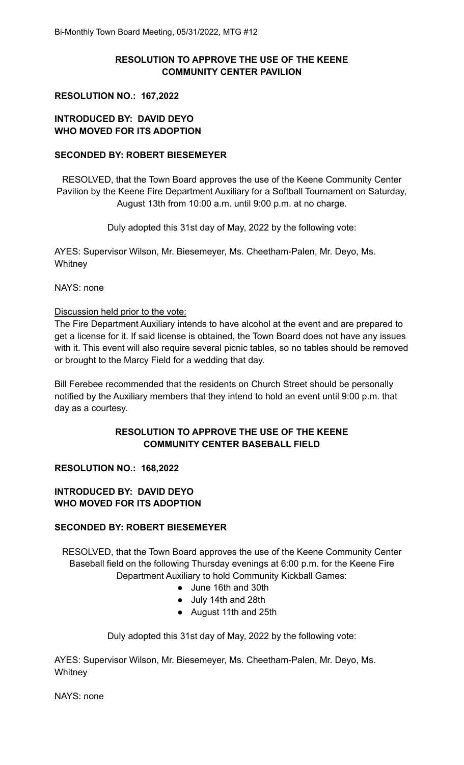**RESOLUTION TO APPROVE THE USE OF THE KEENE COMMUNITY CENTER PAVILION**

**RESOLUTION NO.: 167,2022**

**INTRODUCED BY: DAVID DEYO**
**WHO MOVED FOR ITS ADOPTION**

**SECONDED BY: ROBERT BIESEMEYER**

RESOLVED, that the Town Board approves the use of the Keene Community Center Pavilion by the Keene Fire Department Auxiliary for a Softball Tournament on Saturday, August 13th from 10:00 a.m. until 9:00 p.m. at no charge.

Duly adopted this 31st day of May, 2022 by the following vote:

AYES: Supervisor Wilson, Mr. Biesemeyer, Ms. Cheetham-Palen, Mr. Deyo, Ms. Whitney

NAYS: none

Discussion held prior to the vote:

The Fire Department Auxiliary intends to have alcohol at the event and are prepared to get a license for it. If said license is obtained, the Town Board does not have any issues with it. This event will also require several picnic tables, so no tables should be removed or brought to the Marcy Field for a wedding that day.

Bill Ferebee recommended that the residents on Church Street should be personally notified by the Auxiliary members that they intend to hold an event until 9:00 p.m. that day as a courtesy.

**RESOLUTION TO APPROVE THE USE OF THE KEENE COMMUNITY CENTER BASEBALL FIELD**

**RESOLUTION NO.: 168,2022**

**INTRODUCED BY: DAVID DEYO**
**WHO MOVED FOR ITS ADOPTION**

**SECONDED BY: ROBERT BIESEMEYER**

RESOLVED, that the Town Board approves the use of the Keene Community Center Baseball field on the following Thursday evenings at 6:00 p.m. for the Keene Fire Department Auxiliary to hold Community Kickball Games:

- June 16th and 30th
- July 14th and 28th
- August 11th and 25th

Duly adopted this 31st day of May, 2022 by the following vote:

AYES: Supervisor Wilson, Mr. Biesemeyer, Ms. Cheetham-Palen, Mr. Deyo, Ms. Whitney

NAYS: none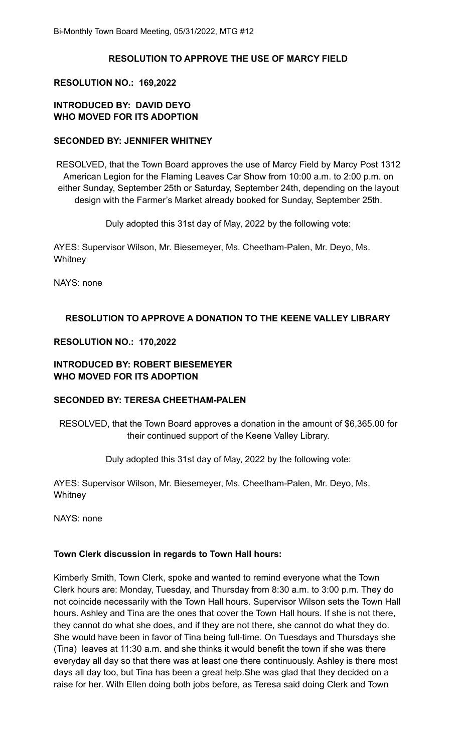## RESOLUTION TO APPROVE THE USE OF MARCY FIELD

**RESOLUTION NO.: 169,2022**

**INTRODUCED BY: DAVID DEYO**
**WHO MOVED FOR ITS ADOPTION**

**SECONDED BY: JENNIFER WHITNEY**

RESOLVED, that the Town Board approves the use of Marcy Field by Marcy Post 1312 American Legion for the Flaming Leaves Car Show from 10:00 a.m. to 2:00 p.m. on either Sunday, September 25th or Saturday, September 24th, depending on the layout design with the Farmer's Market already booked for Sunday, September 25th.

Duly adopted this 31st day of May, 2022 by the following vote:

AYES: Supervisor Wilson, Mr. Biesemeyer, Ms. Cheetham-Palen, Mr. Deyo, Ms. Whitney

NAYS: none

## RESOLUTION TO APPROVE A DONATION TO THE KEENE VALLEY LIBRARY

**RESOLUTION NO.: 170,2022**

**INTRODUCED BY: ROBERT BIESEMEYER**
**WHO MOVED FOR ITS ADOPTION**

**SECONDED BY: TERESA CHEETHAM-PALEN**

RESOLVED, that the Town Board approves a donation in the amount of $6,365.00 for their continued support of the Keene Valley Library.

Duly adopted this 31st day of May, 2022 by the following vote:

AYES: Supervisor Wilson, Mr. Biesemeyer, Ms. Cheetham-Palen, Mr. Deyo, Ms. Whitney

NAYS: none

**Town Clerk discussion in regards to Town Hall hours:**

Kimberly Smith, Town Clerk, spoke and wanted to remind everyone what the Town Clerk hours are: Monday, Tuesday, and Thursday from 8:30 a.m. to 3:00 p.m. They do not coincide necessarily with the Town Hall hours. Supervisor Wilson sets the Town Hall hours. Ashley and Tina are the ones that cover the Town Hall hours. If she is not there, they cannot do what she does, and if they are not there, she cannot do what they do. She would have been in favor of Tina being full-time. On Tuesdays and Thursdays she (Tina) leaves at 11:30 a.m. and she thinks it would benefit the town if she was there everyday all day so that there was at least one there continuously. Ashley is there most days all day too, but Tina has been a great help.She was glad that they decided on a raise for her. With Ellen doing both jobs before, as Teresa said doing Clerk and Town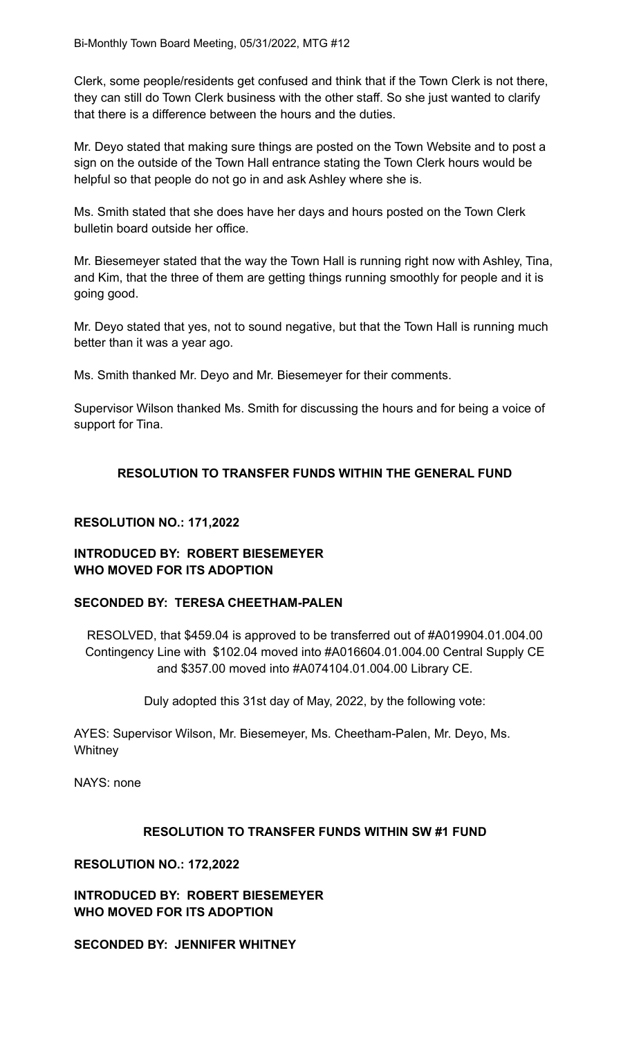Clerk, some people/residents get confused and think that if the Town Clerk is not there, they can still do Town Clerk business with the other staff. So she just wanted to clarify that there is a difference between the hours and the duties.

Mr. Deyo stated that making sure things are posted on the Town Website and to post a sign on the outside of the Town Hall entrance stating the Town Clerk hours would be helpful so that people do not go in and ask Ashley where she is.

Ms. Smith stated that she does have her days and hours posted on the Town Clerk bulletin board outside her office.

Mr. Biesemeyer stated that the way the Town Hall is running right now with Ashley, Tina, and Kim, that the three of them are getting things running smoothly for people and it is going good.

Mr. Deyo stated that yes, not to sound negative, but that the Town Hall is running much better than it was a year ago.

Ms. Smith thanked Mr. Deyo and Mr. Biesemeyer for their comments.

Supervisor Wilson thanked Ms. Smith for discussing the hours and for being a voice of support for Tina.

**RESOLUTION TO TRANSFER FUNDS WITHIN THE GENERAL FUND**

**RESOLUTION NO.: 171,2022**

**INTRODUCED BY: ROBERT BIESEMEYER**
**WHO MOVED FOR ITS ADOPTION**

**SECONDED BY: TERESA CHEETHAM-PALEN**

RESOLVED, that $459.04 is approved to be transferred out of #A019904.01.004.00 Contingency Line with $102.04 moved into #A016604.01.004.00 Central Supply CE and $357.00 moved into #A074104.01.004.00 Library CE.

Duly adopted this 31st day of May, 2022, by the following vote:

AYES: Supervisor Wilson, Mr. Biesemeyer, Ms. Cheetham-Palen, Mr. Deyo, Ms. Whitney

NAYS: none

**RESOLUTION TO TRANSFER FUNDS WITHIN SW #1 FUND**

**RESOLUTION NO.: 172,2022**

**INTRODUCED BY: ROBERT BIESEMEYER**
**WHO MOVED FOR ITS ADOPTION**

**SECONDED BY: JENNIFER WHITNEY**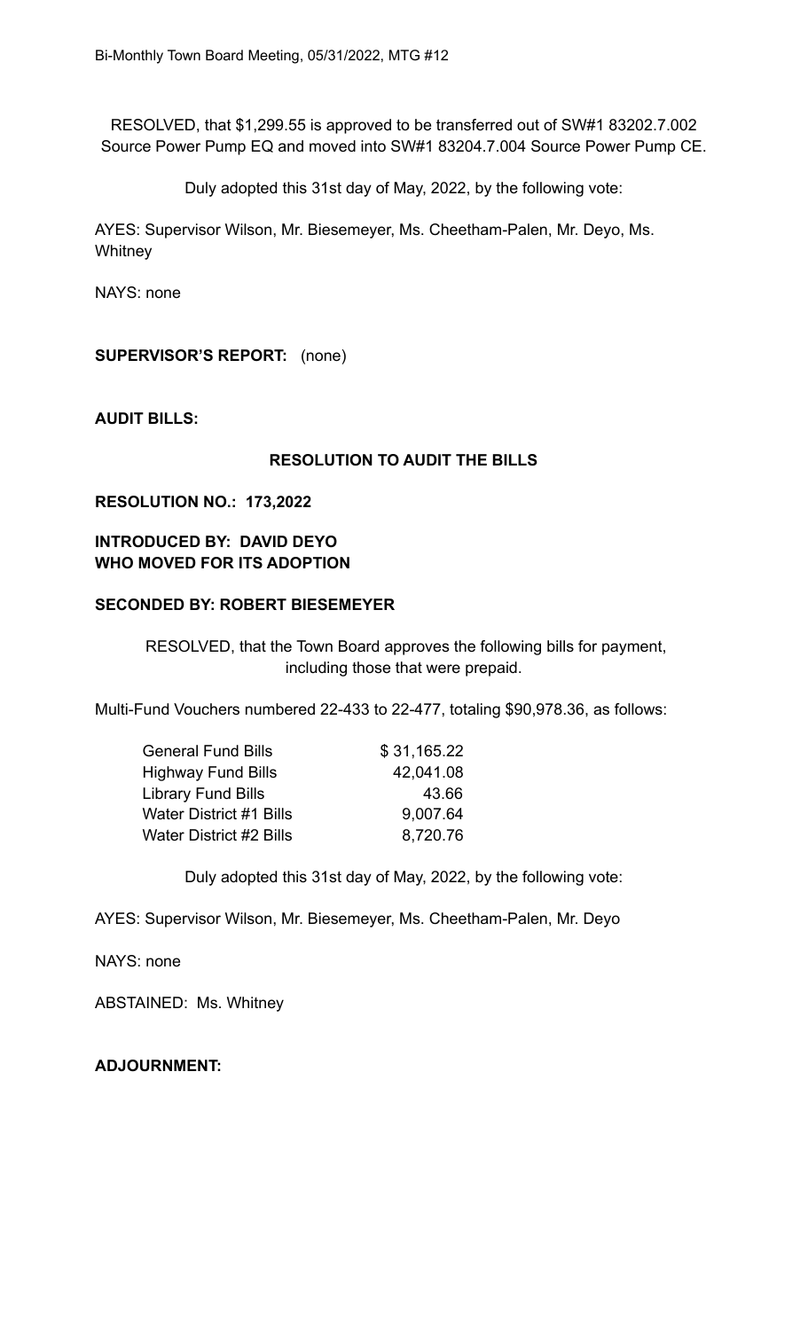RESOLVED, that $1,299.55 is approved to be transferred out of SW#1 83202.7.002 Source Power Pump EQ and moved into SW#1 83204.7.004 Source Power Pump CE.

Duly adopted this 31st day of May, 2022, by the following vote:

AYES: Supervisor Wilson, Mr. Biesemeyer, Ms. Cheetham-Palen, Mr. Deyo, Ms. Whitney

NAYS: none

**SUPERVISOR'S REPORT:** (none)

**AUDIT BILLS:**

**RESOLUTION TO AUDIT THE BILLS**

**RESOLUTION NO.: 173,2022**

**INTRODUCED BY: DAVID DEYO**
**WHO MOVED FOR ITS ADOPTION**

**SECONDED BY: ROBERT BIESEMEYER**

RESOLVED, that the Town Board approves the following bills for payment, including those that were prepaid.

Multi-Fund Vouchers numbered 22-433 to 22-477, totaling $90,978.36, as follows:

| | |
|---|---|
| General Fund Bills | $ 31,165.22 |
| Highway Fund Bills | 42,041.08 |
| Library Fund Bills | 43.66 |
| Water District #1 Bills | 9,007.64 |
| Water District #2 Bills | 8,720.76 |

Duly adopted this 31st day of May, 2022, by the following vote:

AYES: Supervisor Wilson, Mr. Biesemeyer, Ms. Cheetham-Palen, Mr. Deyo

NAYS: none

ABSTAINED: Ms. Whitney

**ADJOURNMENT:**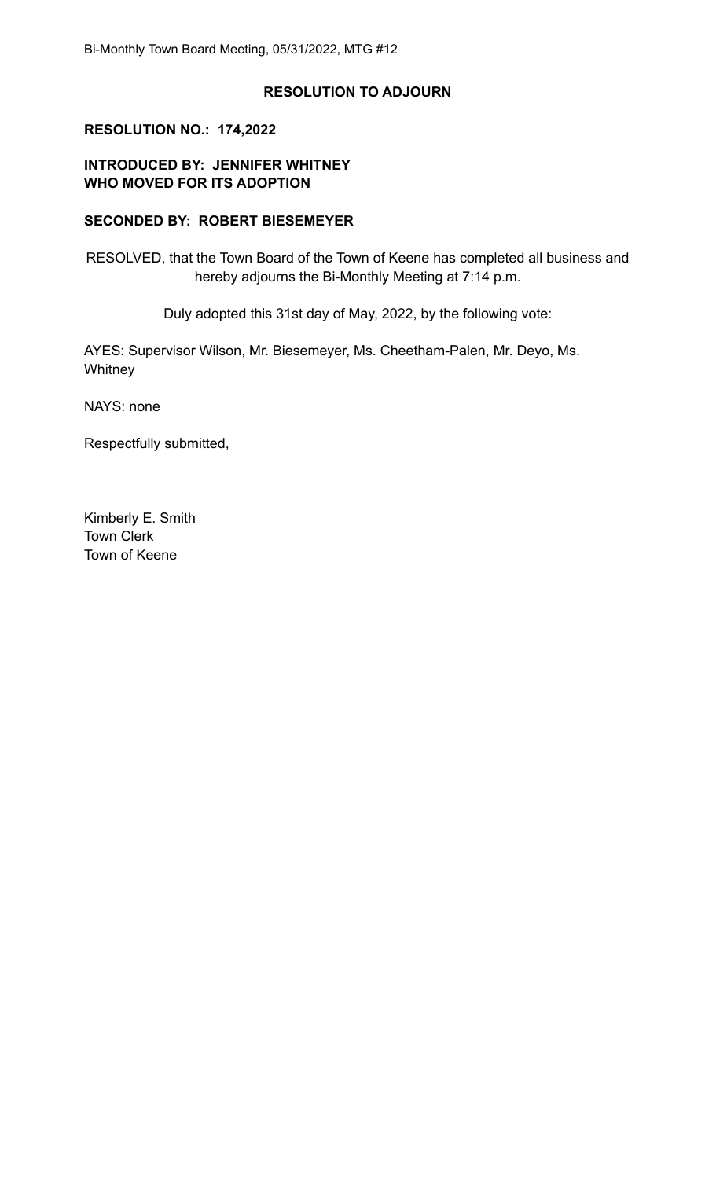## RESOLUTION TO ADJOURN

**RESOLUTION NO.: 174,2022**

**INTRODUCED BY: JENNIFER WHITNEY**
**WHO MOVED FOR ITS ADOPTION**

**SECONDED BY: ROBERT BIESEMEYER**

RESOLVED, that the Town Board of the Town of Keene has completed all business and hereby adjourns the Bi-Monthly Meeting at 7:14 p.m.

Duly adopted this 31st day of May, 2022, by the following vote:

AYES: Supervisor Wilson, Mr. Biesemeyer, Ms. Cheetham-Palen, Mr. Deyo, Ms. Whitney

NAYS: none

Respectfully submitted,

Kimberly E. Smith
Town Clerk
Town of Keene